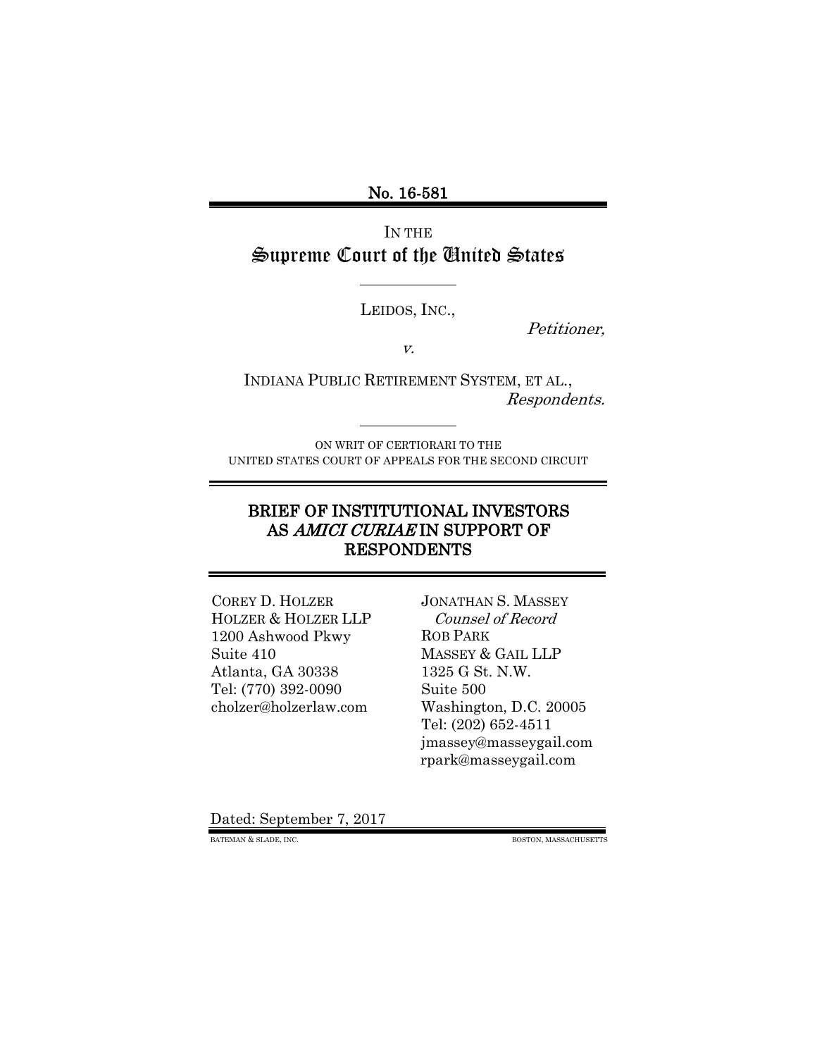No. 16-581

IN THE
# Supreme Court of the United States

LEIDOS, INC.,

*Petitioner,*

*v.*

INDIANA PUBLIC RETIREMENT SYSTEM, ET AL.,
*Respondents.*

ON WRIT OF CERTIORARI TO THE
UNITED STATES COURT OF APPEALS FOR THE SECOND CIRCUIT

## BRIEF OF INSTITUTIONAL INVESTORS AS *AMICI CURIAE* IN SUPPORT OF RESPONDENTS

COREY D. HOLZER
HOLZER & HOLZER LLP
1200 Ashwood Pkwy
Suite 410
Atlanta, GA 30338
Tel: (770) 392-0090
cholzer@holzerlaw.com

JONATHAN S. MASSEY
*Counsel of Record*
ROB PARK
MASSEY & GAIL LLP
1325 G St. N.W.
Suite 500
Washington, D.C. 20005
Tel: (202) 652-4511
jmassey@masseygail.com
rpark@masseygail.com

Dated: September 7, 2017

BATEMAN & SLADE, INC. BOSTON, MASSACHUSETTS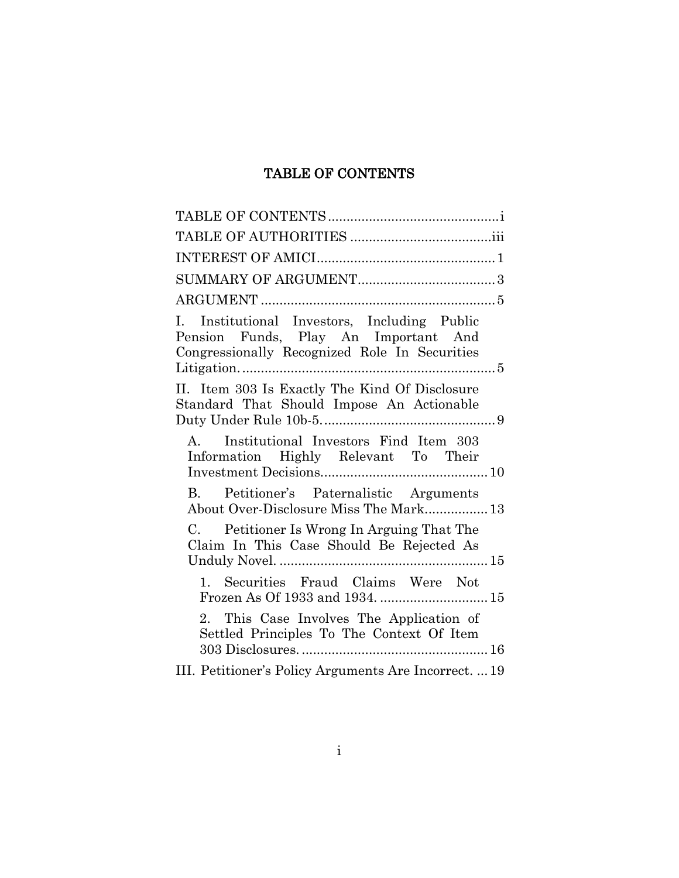# TABLE OF CONTENTS

TABLE OF CONTENTS .............................................i

TABLE OF AUTHORITIES .....................................iii

INTEREST OF AMICI................................................1

SUMMARY OF ARGUMENT.....................................3

ARGUMENT ...............................................................5

I. Institutional Investors, Including Public Pension Funds, Play An Important And Congressionally Recognized Role In Securities Litigation. ....................................................................5

II. Item 303 Is Exactly The Kind Of Disclosure Standard That Should Impose An Actionable Duty Under Rule 10b-5. ..............................................9

- A. Institutional Investors Find Item 303 Information Highly Relevant To Their Investment Decisions.............................................10
- B. Petitioner's Paternalistic Arguments About Over-Disclosure Miss The Mark.................13
- C. Petitioner Is Wrong In Arguing That The Claim In This Case Should Be Rejected As Unduly Novel. .......................................................15
  - 1. Securities Fraud Claims Were Not Frozen As Of 1933 and 1934. .............................15
  - 2. This Case Involves The Application of Settled Principles To The Context Of Item 303 Disclosures. ..................................................16

III. Petitioner's Policy Arguments Are Incorrect. ... 19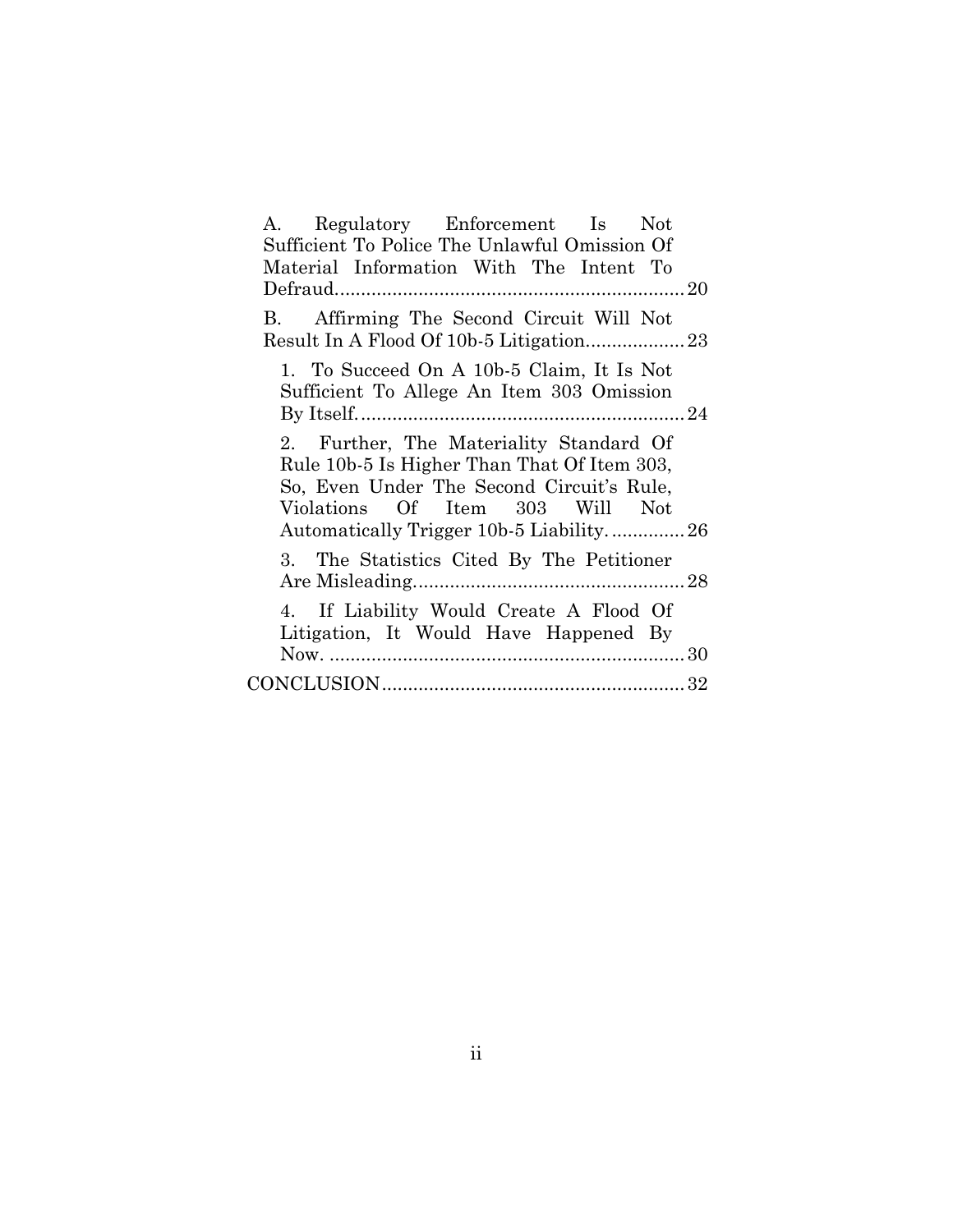A. Regulatory Enforcement Is Not Sufficient To Police The Unlawful Omission Of Material Information With The Intent To Defraud.................................................................. 20

B. Affirming The Second Circuit Will Not Result In A Flood Of 10b-5 Litigation................... 23

1. To Succeed On A 10b-5 Claim, It Is Not Sufficient To Allege An Item 303 Omission By Itself............................................................... 24

2. Further, The Materiality Standard Of Rule 10b-5 Is Higher Than That Of Item 303, So, Even Under The Second Circuit's Rule, Violations Of Item 303 Will Not Automatically Trigger 10b-5 Liability.............. 26

3. The Statistics Cited By The Petitioner Are Misleading.................................................... 28

4. If Liability Would Create A Flood Of Litigation, It Would Have Happened By Now. .................................................................... 30

CONCLUSION.......................................................... 32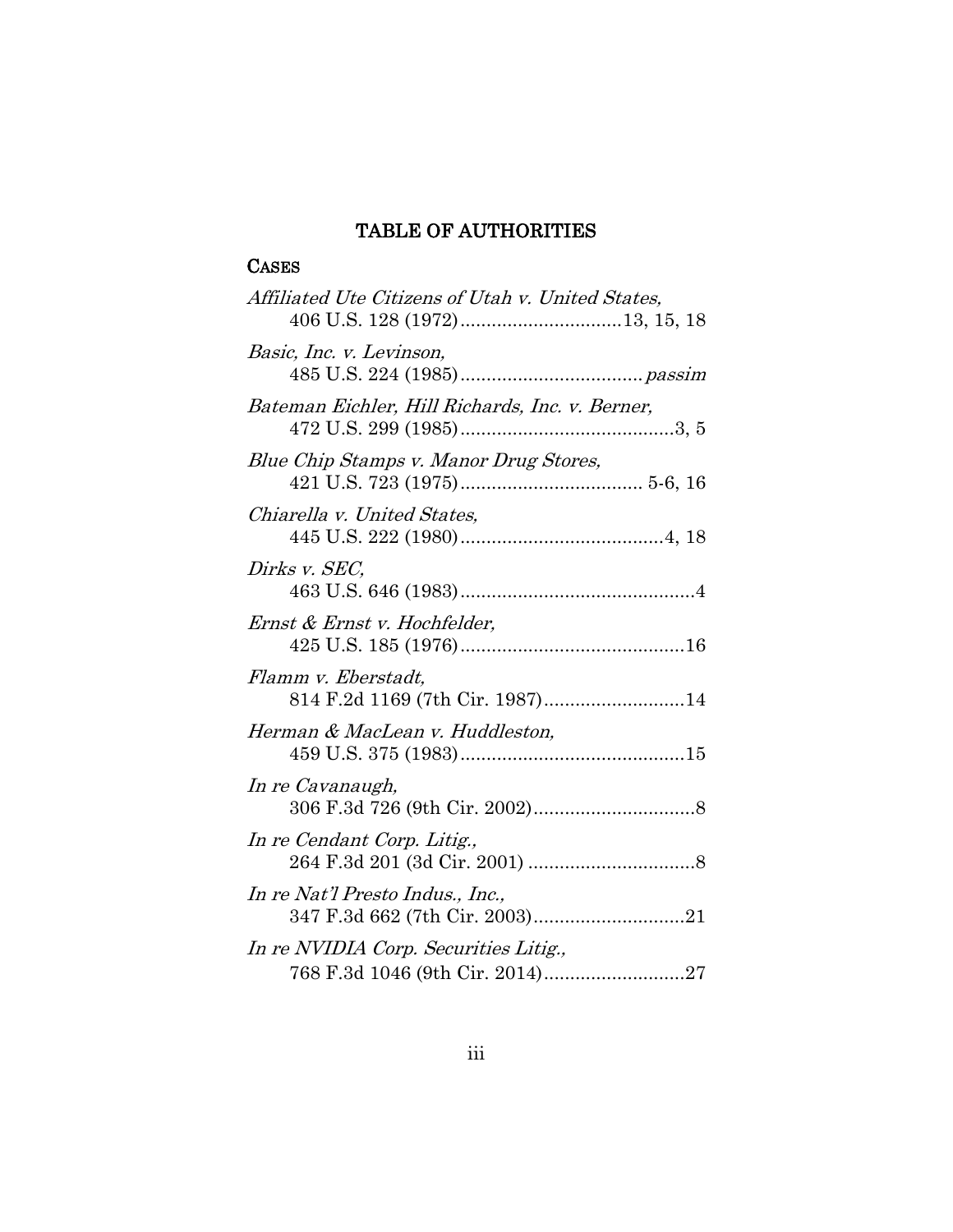# TABLE OF AUTHORITIES

## CASES

*Affiliated Ute Citizens of Utah v. United States*, 406 U.S. 128 (1972)..............................13, 15, 18

*Basic, Inc. v. Levinson*, 485 U.S. 224 (1985).................................. *passim*

*Bateman Eichler, Hill Richards, Inc. v. Berner*, 472 U.S. 299 (1985).........................................3, 5

*Blue Chip Stamps v. Manor Drug Stores*, 421 U.S. 723 (1975).................................. 5-6, 16

*Chiarella v. United States*, 445 U.S. 222 (1980).......................................4, 18

*Dirks v. SEC*, 463 U.S. 646 (1983).............................................4

*Ernst & Ernst v. Hochfelder*, 425 U.S. 185 (1976)...........................................16

*Flamm v. Eberstadt*, 814 F.2d 1169 (7th Cir. 1987)...........................14

*Herman & MacLean v. Huddleston*, 459 U.S. 375 (1983)...........................................15

*In re Cavanaugh*, 306 F.3d 726 (9th Cir. 2002)...............................8

*In re Cendant Corp. Litig.*, 264 F.3d 201 (3d Cir. 2001) ................................8

*In re Nat'l Presto Indus., Inc.*, 347 F.3d 662 (7th Cir. 2003).............................21

*In re NVIDIA Corp. Securities Litig.*, 768 F.3d 1046 (9th Cir. 2014)...........................27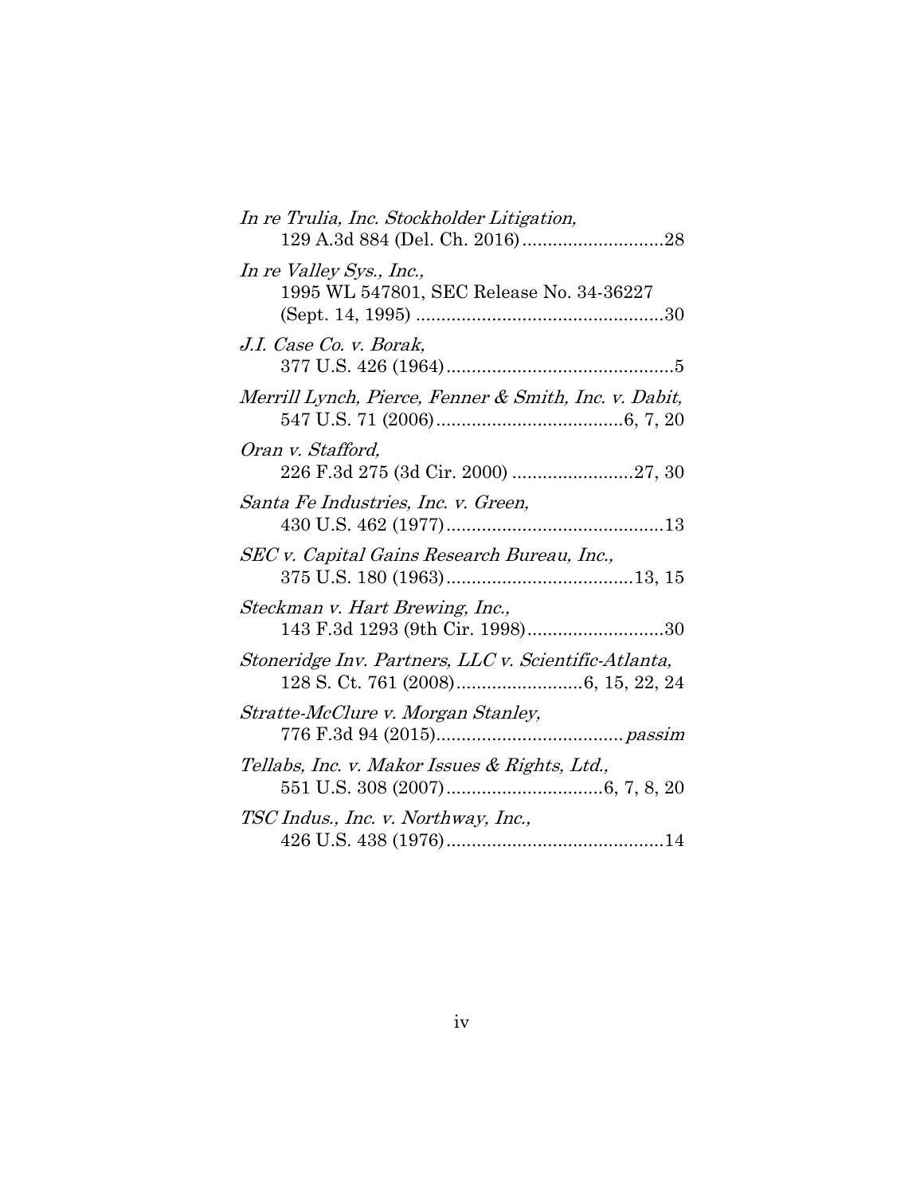*In re Trulia, Inc. Stockholder Litigation*,
129 A.3d 884 (Del. Ch. 2016) ............................28

*In re Valley Sys., Inc.*,
1995 WL 547801, SEC Release No. 34-36227
(Sept. 14, 1995) .................................................30

*J.I. Case Co. v. Borak*,
377 U.S. 426 (1964).............................................5

*Merrill Lynch, Pierce, Fenner & Smith, Inc. v. Dabit*,
547 U.S. 71 (2006).....................................6, 7, 20

*Oran v. Stafford*,
226 F.3d 275 (3d Cir. 2000) ........................27, 30

*Santa Fe Industries, Inc. v. Green*,
430 U.S. 462 (1977)...........................................13

*SEC v. Capital Gains Research Bureau, Inc.*,
375 U.S. 180 (1963).....................................13, 15

*Steckman v. Hart Brewing, Inc.*,
143 F.3d 1293 (9th Cir. 1998)...........................30

*Stoneridge Inv. Partners, LLC v. Scientific-Atlanta*,
128 S. Ct. 761 (2008).........................6, 15, 22, 24

*Stratte-McClure v. Morgan Stanley*,
776 F.3d 94 (2015).....................................*passim*

*Tellabs, Inc. v. Makor Issues & Rights, Ltd.*,
551 U.S. 308 (2007)...............................6, 7, 8, 20

*TSC Indus., Inc. v. Northway, Inc.*,
426 U.S. 438 (1976)...........................................14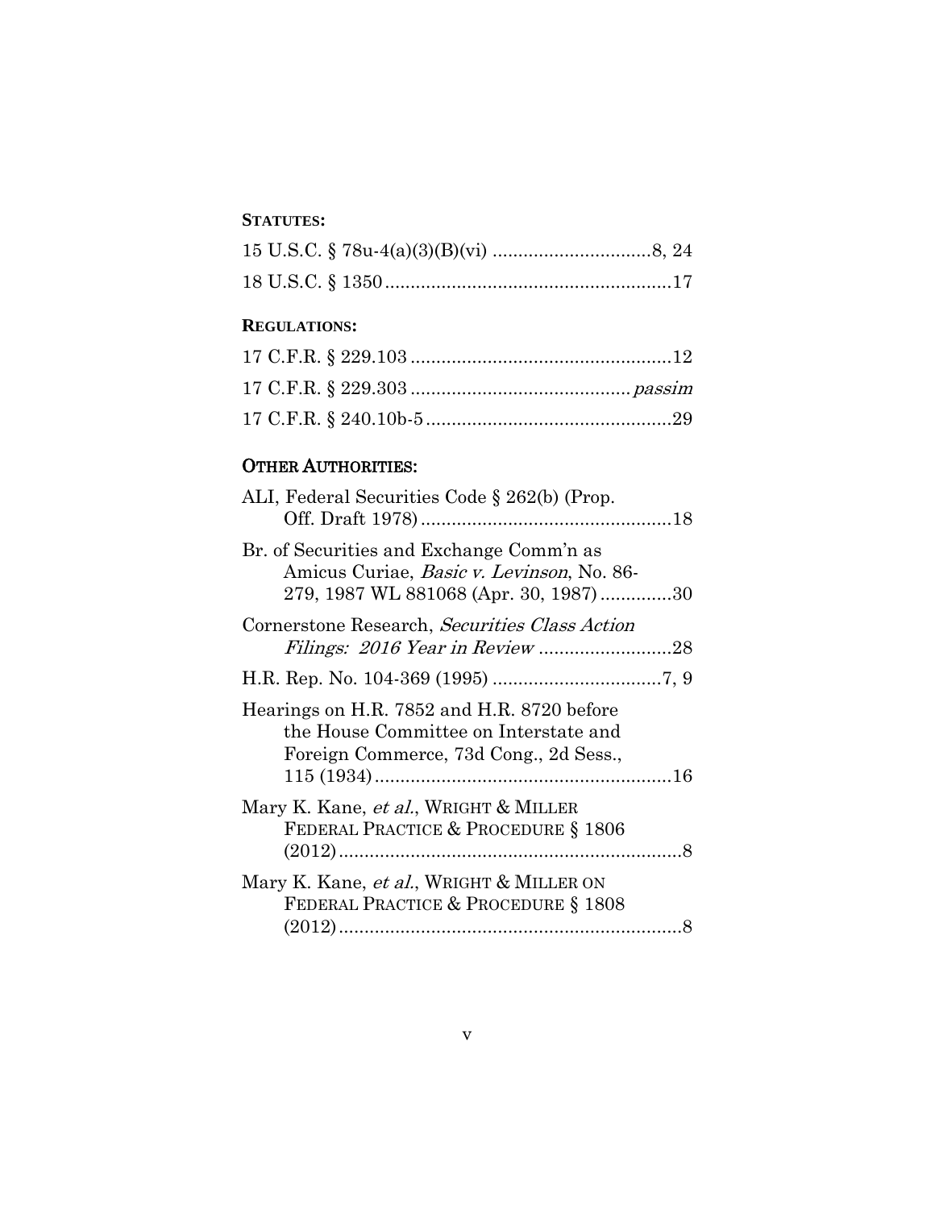**STATUTES:**

15 U.S.C. § 78u-4(a)(3)(B)(vi) ..............................8, 24

18 U.S.C. § 1350 .......................................................17

**REGULATIONS:**

17 C.F.R. § 229.103 ..................................................12

17 C.F.R. § 229.303 .......................................... *passim*

17 C.F.R. § 240.10b-5 ...............................................29

**OTHER AUTHORITIES:**

ALI, Federal Securities Code § 262(b) (Prop. Off. Draft 1978) ................................................18

Br. of Securities and Exchange Comm'n as Amicus Curiae, *Basic v. Levinson*, No. 86-279, 1987 WL 881068 (Apr. 30, 1987) .............30

Cornerstone Research, *Securities Class Action Filings: 2016 Year in Review* ..........................28

H.R. Rep. No. 104-369 (1995) ................................7, 9

Hearings on H.R. 7852 and H.R. 8720 before the House Committee on Interstate and Foreign Commerce, 73d Cong., 2d Sess., 115 (1934) .........................................................16

Mary K. Kane, *et al.*, WRIGHT & MILLER FEDERAL PRACTICE & PROCEDURE § 1806 (2012) ..................................................................8

Mary K. Kane, *et al.*, WRIGHT & MILLER ON FEDERAL PRACTICE & PROCEDURE § 1808 (2012) ..................................................................8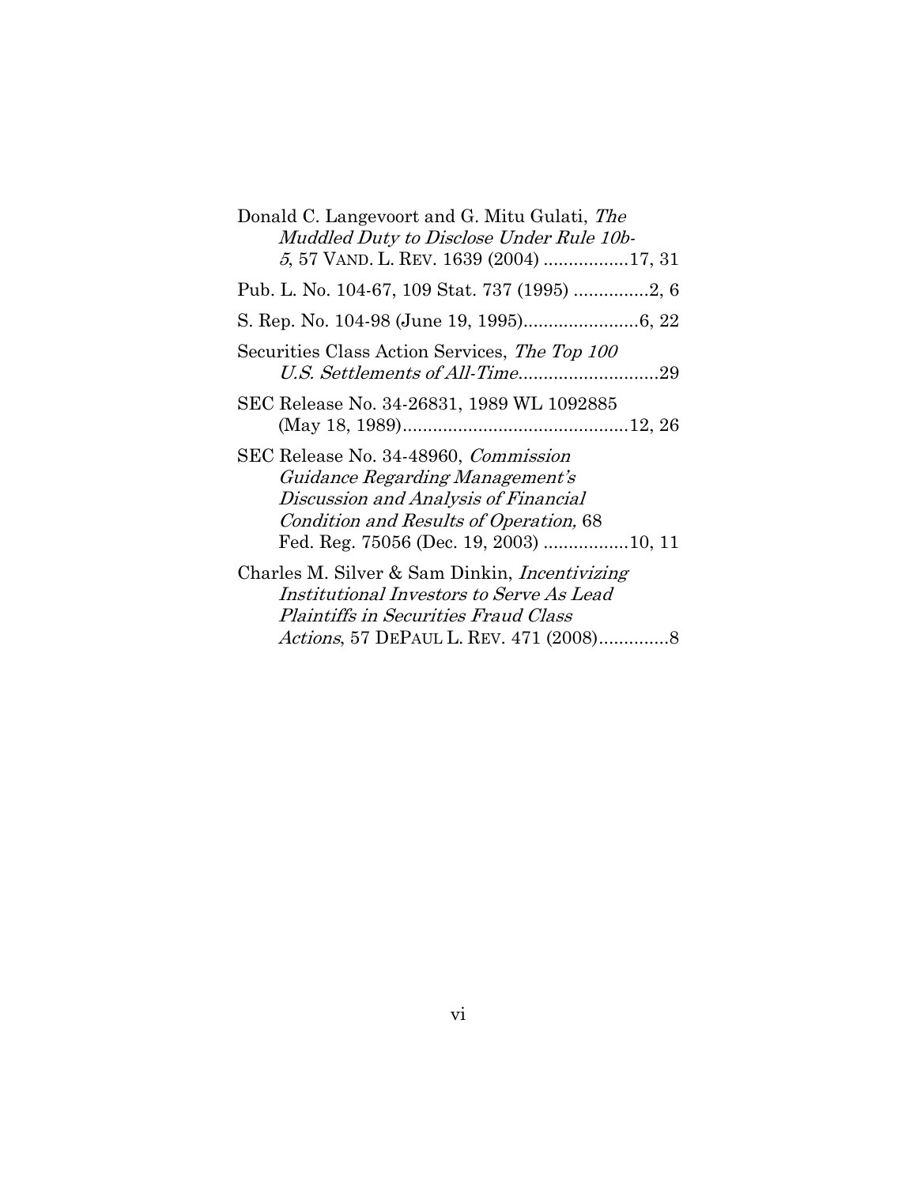Donald C. Langevoort and G. Mitu Gulati, *The Muddled Duty to Disclose Under Rule 10b-5*, 57 VAND. L. REV. 1639 (2004) .................17, 31

Pub. L. No. 104-67, 109 Stat. 737 (1995) ...............2, 6

S. Rep. No. 104-98 (June 19, 1995).......................6, 22

Securities Class Action Services, *The Top 100 U.S. Settlements of All-Time*............................29

SEC Release No. 34-26831, 1989 WL 1092885 (May 18, 1989).............................................12, 26

SEC Release No. 34-48960, *Commission Guidance Regarding Management's Discussion and Analysis of Financial Condition and Results of Operation,* 68 Fed. Reg. 75056 (Dec. 19, 2003) .................10, 11

Charles M. Silver & Sam Dinkin, *Incentivizing Institutional Investors to Serve As Lead Plaintiffs in Securities Fraud Class Actions*, 57 DEPAUL L. REV. 471 (2008)..............8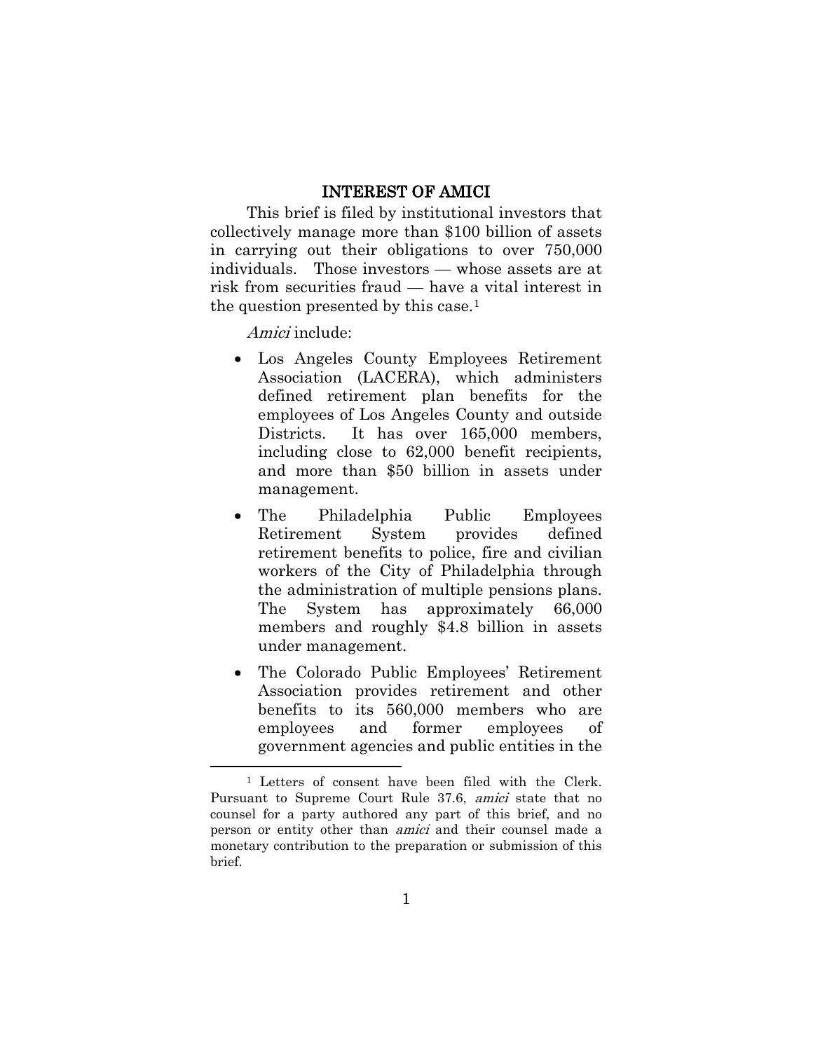## INTEREST OF AMICI

This brief is filed by institutional investors that collectively manage more than $100 billion of assets in carrying out their obligations to over 750,000 individuals. Those investors — whose assets are at risk from securities fraud — have a vital interest in the question presented by this case.[1]

*Amici* include:

- Los Angeles County Employees Retirement Association (LACERA), which administers defined retirement plan benefits for the employees of Los Angeles County and outside Districts. It has over 165,000 members, including close to 62,000 benefit recipients, and more than $50 billion in assets under management.
- The Philadelphia Public Employees Retirement System provides defined retirement benefits to police, fire and civilian workers of the City of Philadelphia through the administration of multiple pensions plans. The System has approximately 66,000 members and roughly $4.8 billion in assets under management.
- The Colorado Public Employees' Retirement Association provides retirement and other benefits to its 560,000 members who are employees and former employees of government agencies and public entities in the

---

[1] Letters of consent have been filed with the Clerk. Pursuant to Supreme Court Rule 37.6, *amici* state that no counsel for a party authored any part of this brief, and no person or entity other than *amici* and their counsel made a monetary contribution to the preparation or submission of this brief.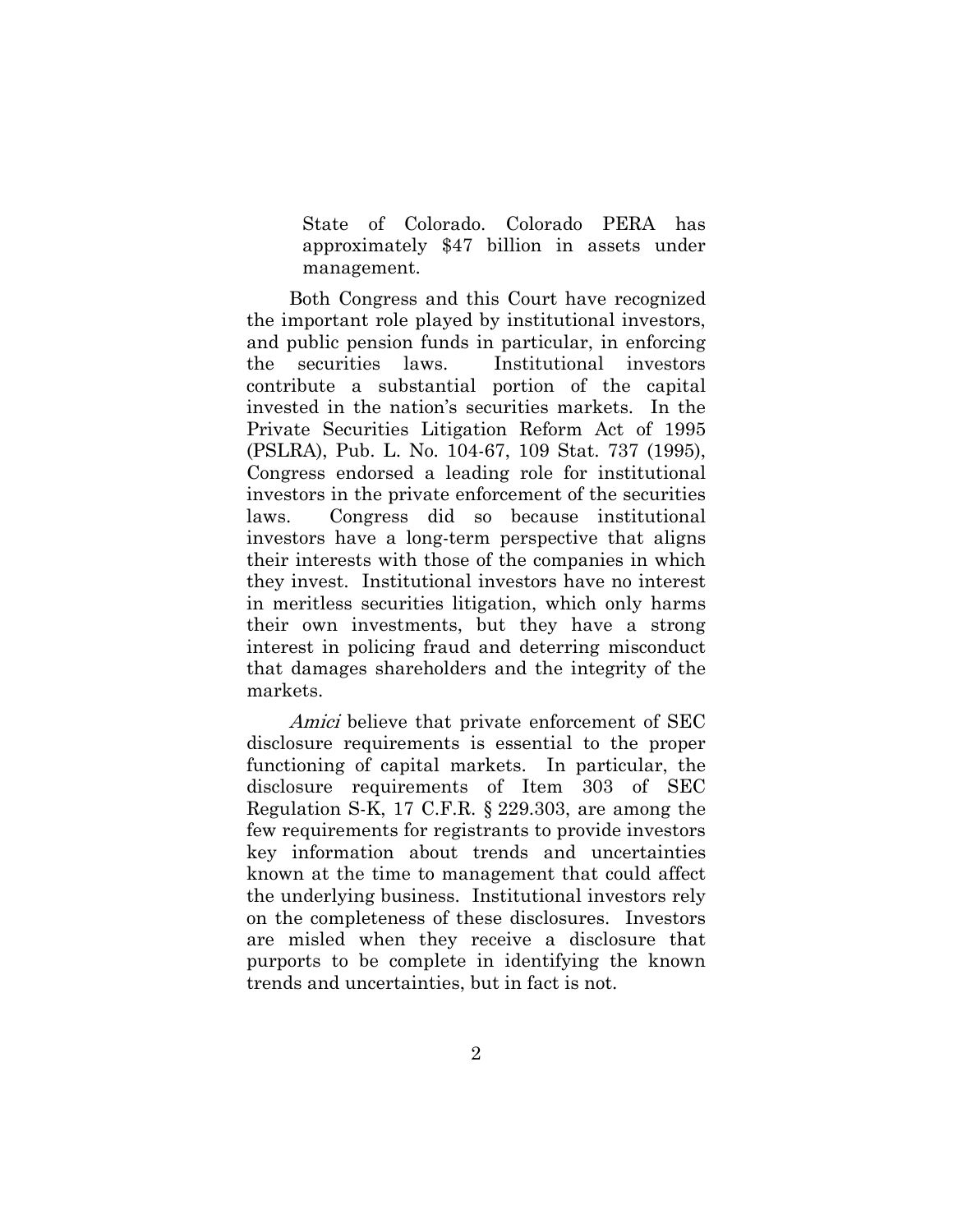State of Colorado. Colorado PERA has approximately $47 billion in assets under management.

Both Congress and this Court have recognized the important role played by institutional investors, and public pension funds in particular, in enforcing the securities laws. Institutional investors contribute a substantial portion of the capital invested in the nation's securities markets. In the Private Securities Litigation Reform Act of 1995 (PSLRA), Pub. L. No. 104-67, 109 Stat. 737 (1995), Congress endorsed a leading role for institutional investors in the private enforcement of the securities laws. Congress did so because institutional investors have a long-term perspective that aligns their interests with those of the companies in which they invest. Institutional investors have no interest in meritless securities litigation, which only harms their own investments, but they have a strong interest in policing fraud and deterring misconduct that damages shareholders and the integrity of the markets.

*Amici* believe that private enforcement of SEC disclosure requirements is essential to the proper functioning of capital markets. In particular, the disclosure requirements of Item 303 of SEC Regulation S-K, 17 C.F.R. § 229.303, are among the few requirements for registrants to provide investors key information about trends and uncertainties known at the time to management that could affect the underlying business. Institutional investors rely on the completeness of these disclosures. Investors are misled when they receive a disclosure that purports to be complete in identifying the known trends and uncertainties, but in fact is not.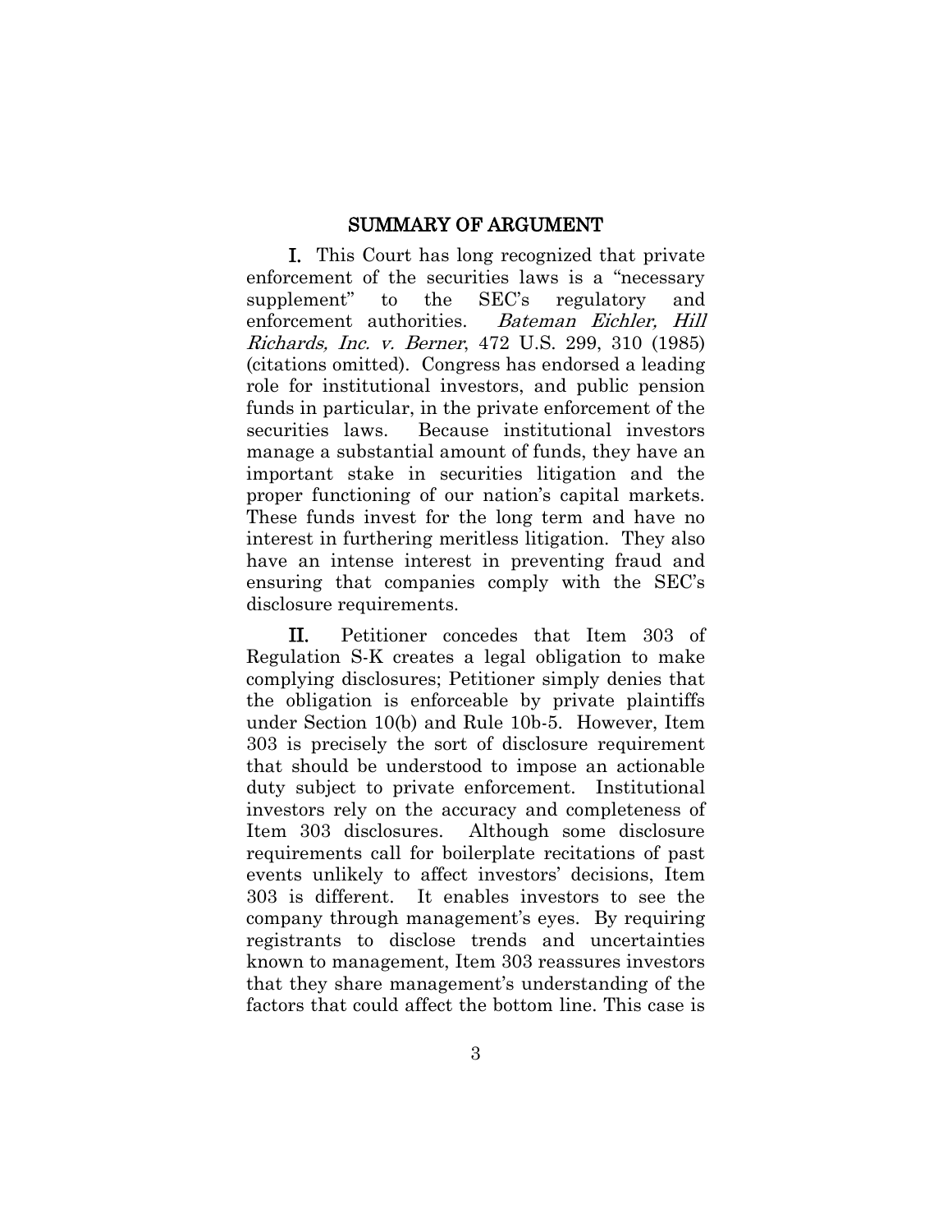## SUMMARY OF ARGUMENT

**I.** This Court has long recognized that private enforcement of the securities laws is a "necessary supplement" to the SEC's regulatory and enforcement authorities. *Bateman Eichler, Hill Richards, Inc. v. Berner*, 472 U.S. 299, 310 (1985) (citations omitted). Congress has endorsed a leading role for institutional investors, and public pension funds in particular, in the private enforcement of the securities laws. Because institutional investors manage a substantial amount of funds, they have an important stake in securities litigation and the proper functioning of our nation's capital markets. These funds invest for the long term and have no interest in furthering meritless litigation. They also have an intense interest in preventing fraud and ensuring that companies comply with the SEC's disclosure requirements.

**II.** Petitioner concedes that Item 303 of Regulation S-K creates a legal obligation to make complying disclosures; Petitioner simply denies that the obligation is enforceable by private plaintiffs under Section 10(b) and Rule 10b-5. However, Item 303 is precisely the sort of disclosure requirement that should be understood to impose an actionable duty subject to private enforcement. Institutional investors rely on the accuracy and completeness of Item 303 disclosures. Although some disclosure requirements call for boilerplate recitations of past events unlikely to affect investors' decisions, Item 303 is different. It enables investors to see the company through management's eyes. By requiring registrants to disclose trends and uncertainties known to management, Item 303 reassures investors that they share management's understanding of the factors that could affect the bottom line. This case is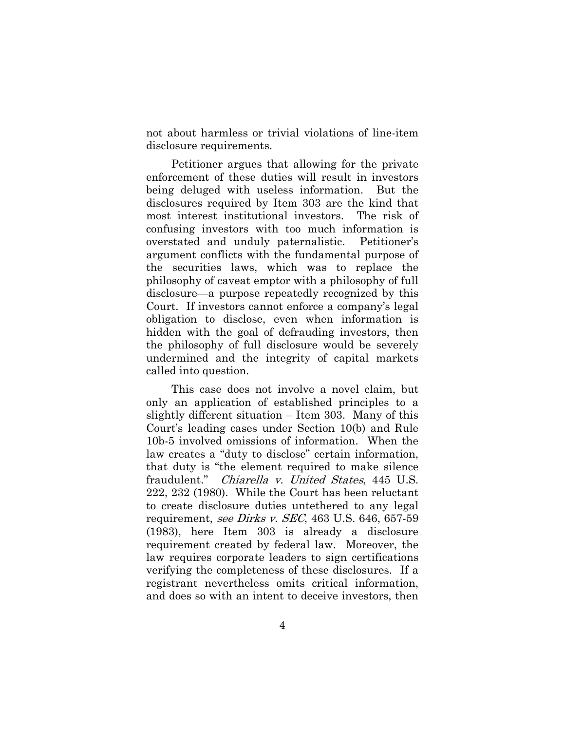not about harmless or trivial violations of line-item disclosure requirements.

Petitioner argues that allowing for the private enforcement of these duties will result in investors being deluged with useless information. But the disclosures required by Item 303 are the kind that most interest institutional investors. The risk of confusing investors with too much information is overstated and unduly paternalistic. Petitioner's argument conflicts with the fundamental purpose of the securities laws, which was to replace the philosophy of caveat emptor with a philosophy of full disclosure—a purpose repeatedly recognized by this Court. If investors cannot enforce a company's legal obligation to disclose, even when information is hidden with the goal of defrauding investors, then the philosophy of full disclosure would be severely undermined and the integrity of capital markets called into question.

This case does not involve a novel claim, but only an application of established principles to a slightly different situation – Item 303. Many of this Court's leading cases under Section 10(b) and Rule 10b-5 involved omissions of information. When the law creates a "duty to disclose" certain information, that duty is "the element required to make silence fraudulent." *Chiarella v. United States*, 445 U.S. 222, 232 (1980). While the Court has been reluctant to create disclosure duties untethered to any legal requirement, *see Dirks v. SEC*, 463 U.S. 646, 657-59 (1983), here Item 303 is already a disclosure requirement created by federal law. Moreover, the law requires corporate leaders to sign certifications verifying the completeness of these disclosures. If a registrant nevertheless omits critical information, and does so with an intent to deceive investors, then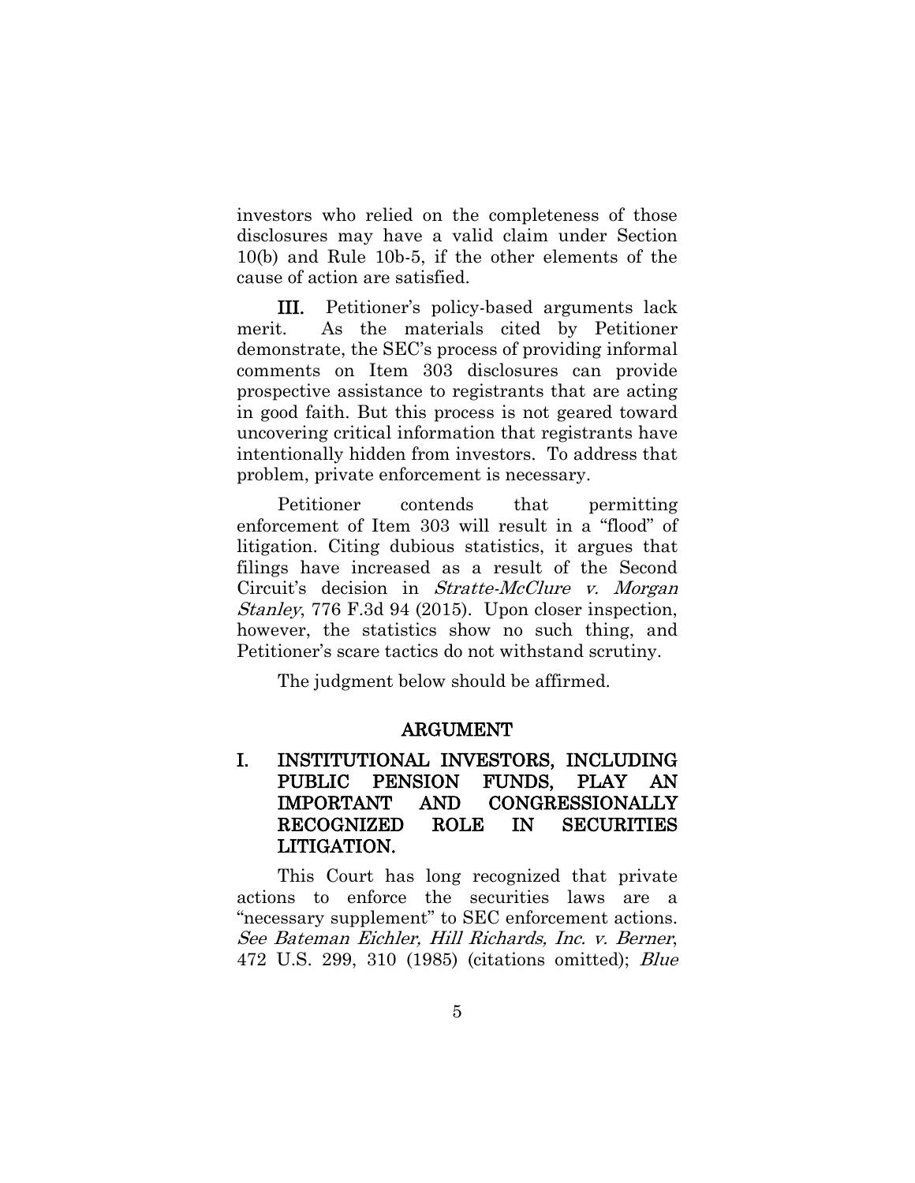investors who relied on the completeness of those disclosures may have a valid claim under Section 10(b) and Rule 10b-5, if the other elements of the cause of action are satisfied.

**III.** Petitioner's policy-based arguments lack merit. As the materials cited by Petitioner demonstrate, the SEC's process of providing informal comments on Item 303 disclosures can provide prospective assistance to registrants that are acting in good faith. But this process is not geared toward uncovering critical information that registrants have intentionally hidden from investors. To address that problem, private enforcement is necessary.

Petitioner contends that permitting enforcement of Item 303 will result in a "flood" of litigation. Citing dubious statistics, it argues that filings have increased as a result of the Second Circuit's decision in *Stratte-McClure v. Morgan Stanley*, 776 F.3d 94 (2015). Upon closer inspection, however, the statistics show no such thing, and Petitioner's scare tactics do not withstand scrutiny.

The judgment below should be affirmed.

## ARGUMENT

### I. INSTITUTIONAL INVESTORS, INCLUDING PUBLIC PENSION FUNDS, PLAY AN IMPORTANT AND CONGRESSIONALLY RECOGNIZED ROLE IN SECURITIES LITIGATION.

This Court has long recognized that private actions to enforce the securities laws are a "necessary supplement" to SEC enforcement actions. *See Bateman Eichler, Hill Richards, Inc. v. Berner*, 472 U.S. 299, 310 (1985) (citations omitted); *Blue*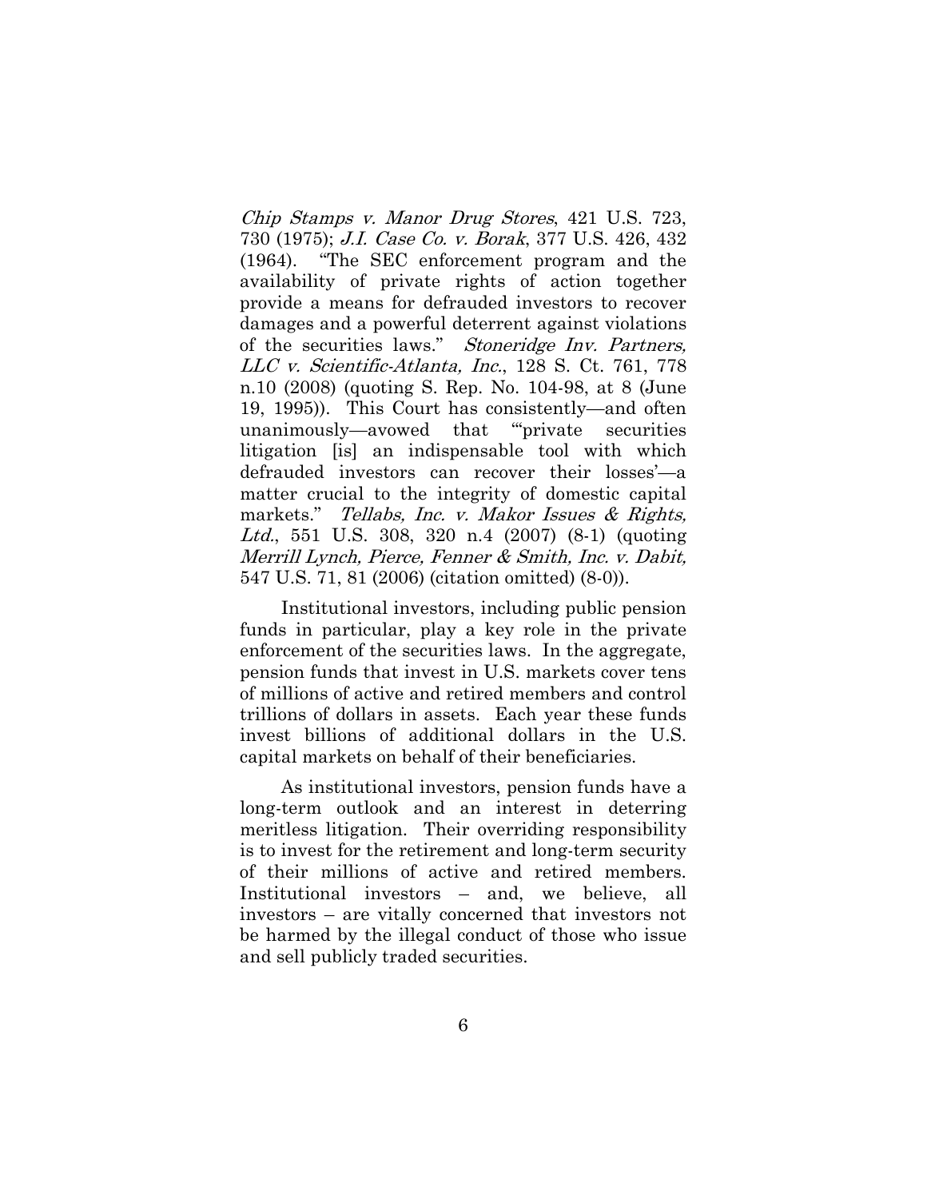*Chip Stamps v. Manor Drug Stores*, 421 U.S. 723, 730 (1975); *J.I. Case Co. v. Borak*, 377 U.S. 426, 432 (1964). "The SEC enforcement program and the availability of private rights of action together provide a means for defrauded investors to recover damages and a powerful deterrent against violations of the securities laws." *Stoneridge Inv. Partners, LLC v. Scientific-Atlanta, Inc.*, 128 S. Ct. 761, 778 n.10 (2008) (quoting S. Rep. No. 104-98, at 8 (June 19, 1995)). This Court has consistently—and often unanimously—avowed that "'private securities litigation [is] an indispensable tool with which defrauded investors can recover their losses'—a matter crucial to the integrity of domestic capital markets." *Tellabs, Inc. v. Makor Issues & Rights, Ltd.*, 551 U.S. 308, 320 n.4 (2007) (8-1) (quoting *Merrill Lynch, Pierce, Fenner & Smith, Inc. v. Dabit,* 547 U.S. 71, 81 (2006) (citation omitted) (8-0)).

Institutional investors, including public pension funds in particular, play a key role in the private enforcement of the securities laws. In the aggregate, pension funds that invest in U.S. markets cover tens of millions of active and retired members and control trillions of dollars in assets. Each year these funds invest billions of additional dollars in the U.S. capital markets on behalf of their beneficiaries.

As institutional investors, pension funds have a long-term outlook and an interest in deterring meritless litigation. Their overriding responsibility is to invest for the retirement and long-term security of their millions of active and retired members. Institutional investors – and, we believe, all investors – are vitally concerned that investors not be harmed by the illegal conduct of those who issue and sell publicly traded securities.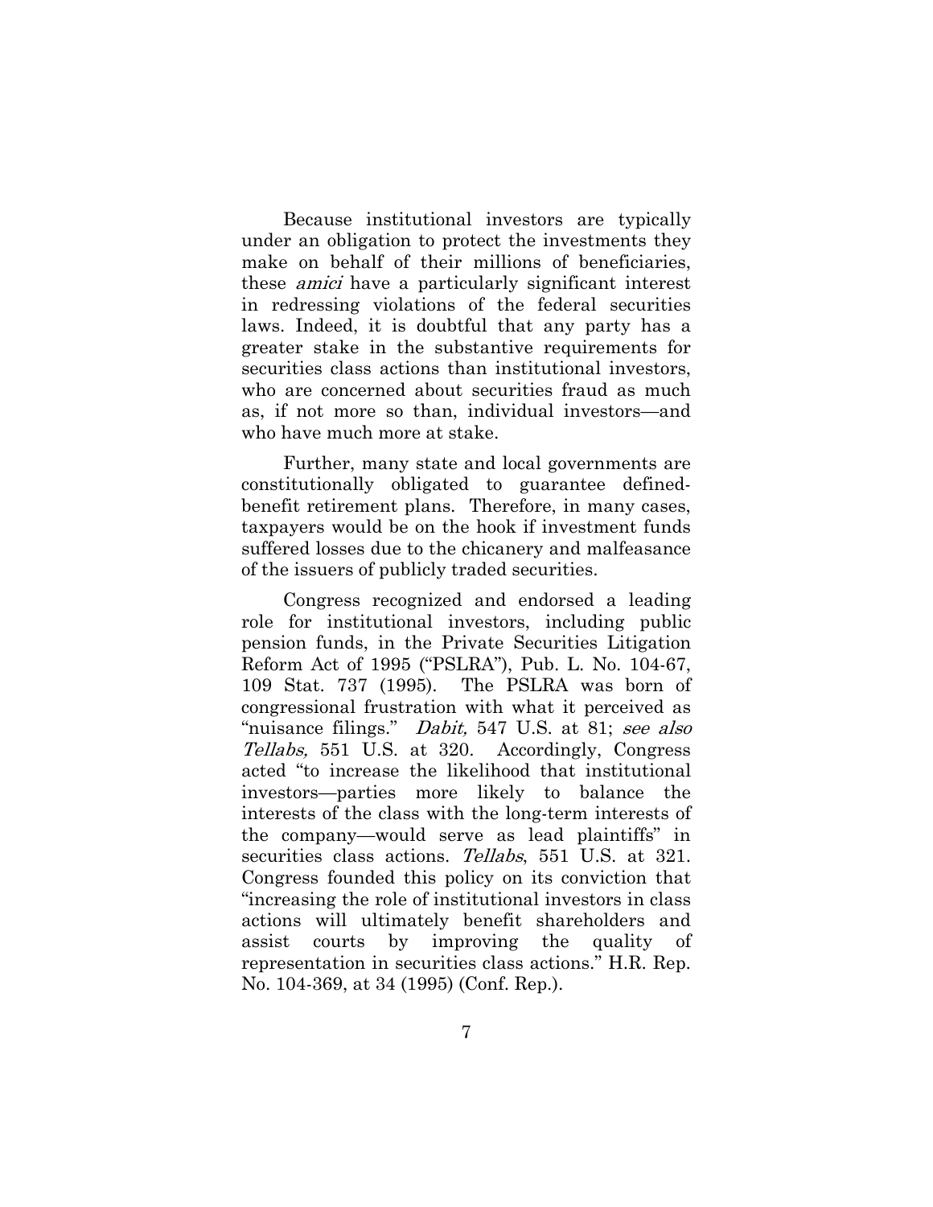Because institutional investors are typically under an obligation to protect the investments they make on behalf of their millions of beneficiaries, these *amici* have a particularly significant interest in redressing violations of the federal securities laws. Indeed, it is doubtful that any party has a greater stake in the substantive requirements for securities class actions than institutional investors, who are concerned about securities fraud as much as, if not more so than, individual investors—and who have much more at stake.

Further, many state and local governments are constitutionally obligated to guarantee defined-benefit retirement plans. Therefore, in many cases, taxpayers would be on the hook if investment funds suffered losses due to the chicanery and malfeasance of the issuers of publicly traded securities.

Congress recognized and endorsed a leading role for institutional investors, including public pension funds, in the Private Securities Litigation Reform Act of 1995 ("PSLRA"), Pub. L. No. 104-67, 109 Stat. 737 (1995). The PSLRA was born of congressional frustration with what it perceived as "nuisance filings." *Dabit,* 547 U.S. at 81; *see also Tellabs,* 551 U.S. at 320. Accordingly, Congress acted "to increase the likelihood that institutional investors—parties more likely to balance the interests of the class with the long-term interests of the company—would serve as lead plaintiffs" in securities class actions. *Tellabs*, 551 U.S. at 321. Congress founded this policy on its conviction that "increasing the role of institutional investors in class actions will ultimately benefit shareholders and assist courts by improving the quality of representation in securities class actions." H.R. Rep. No. 104-369, at 34 (1995) (Conf. Rep.).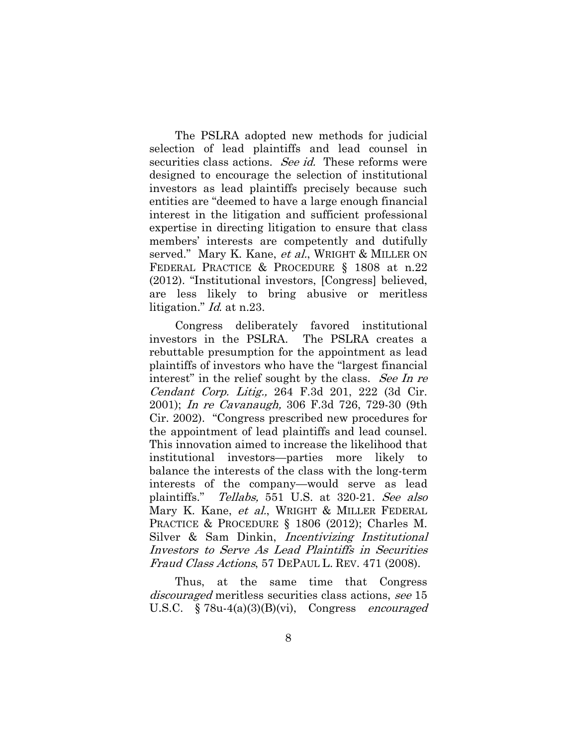The PSLRA adopted new methods for judicial selection of lead plaintiffs and lead counsel in securities class actions. *See id.* These reforms were designed to encourage the selection of institutional investors as lead plaintiffs precisely because such entities are "deemed to have a large enough financial interest in the litigation and sufficient professional expertise in directing litigation to ensure that class members' interests are competently and dutifully served." Mary K. Kane, *et al.*, WRIGHT & MILLER ON FEDERAL PRACTICE & PROCEDURE § 1808 at n.22 (2012). "Institutional investors, [Congress] believed, are less likely to bring abusive or meritless litigation." *Id.* at n.23.

Congress deliberately favored institutional investors in the PSLRA. The PSLRA creates a rebuttable presumption for the appointment as lead plaintiffs of investors who have the "largest financial interest" in the relief sought by the class. *See In re Cendant Corp. Litig.,* 264 F.3d 201, 222 (3d Cir. 2001); *In re Cavanaugh,* 306 F.3d 726, 729-30 (9th Cir. 2002). "Congress prescribed new procedures for the appointment of lead plaintiffs and lead counsel. This innovation aimed to increase the likelihood that institutional investors—parties more likely to balance the interests of the class with the long-term interests of the company—would serve as lead plaintiffs." *Tellabs,* 551 U.S. at 320-21. *See also* Mary K. Kane, *et al.*, WRIGHT & MILLER FEDERAL PRACTICE & PROCEDURE § 1806 (2012); Charles M. Silver & Sam Dinkin, *Incentivizing Institutional Investors to Serve As Lead Plaintiffs in Securities Fraud Class Actions*, 57 DEPAUL L. REV. 471 (2008).

Thus, at the same time that Congress *discouraged* meritless securities class actions, *see* 15 U.S.C. § 78u-4(a)(3)(B)(vi), Congress *encouraged*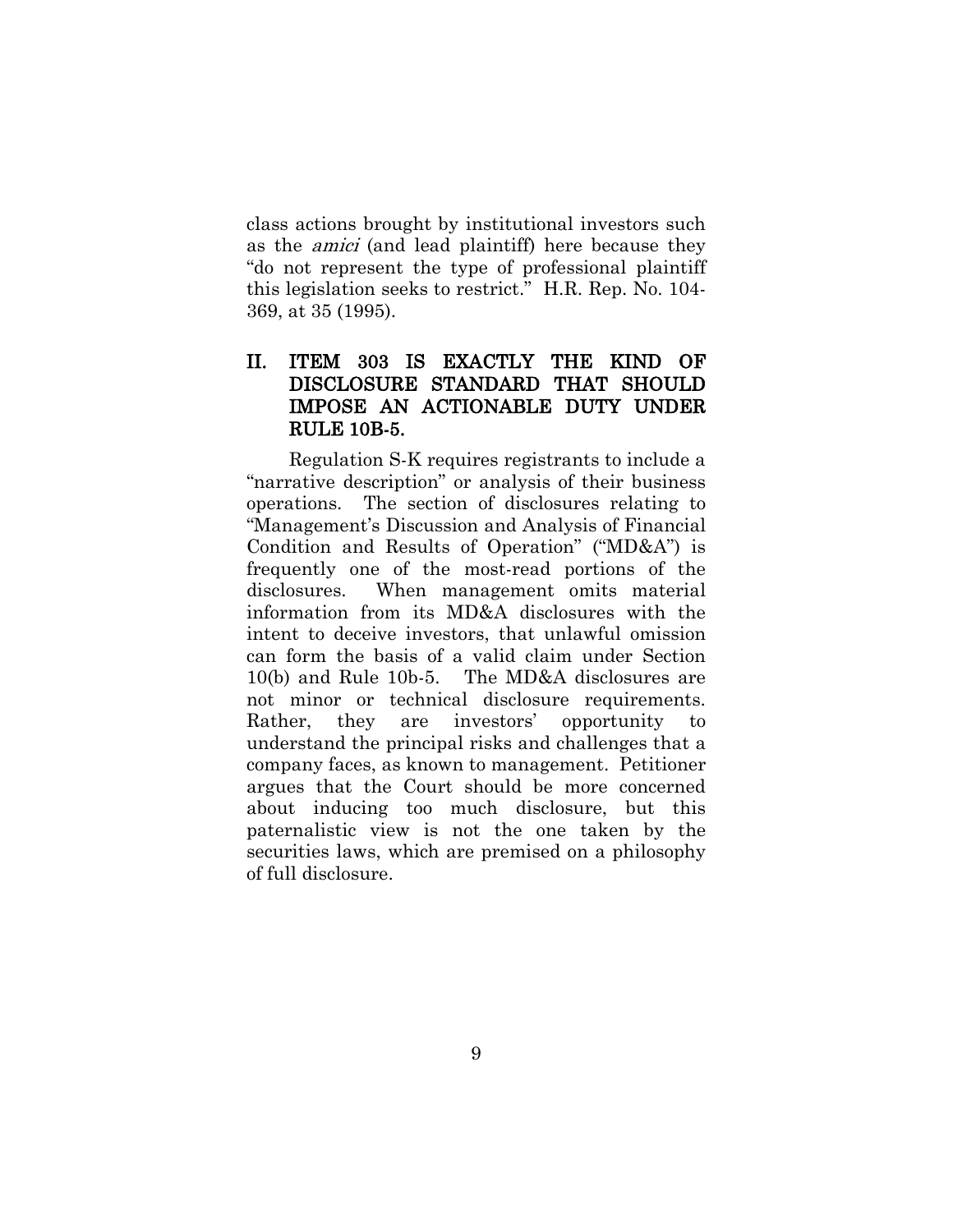class actions brought by institutional investors such as the *amici* (and lead plaintiff) here because they "do not represent the type of professional plaintiff this legislation seeks to restrict." H.R. Rep. No. 104-369, at 35 (1995).

## II. ITEM 303 IS EXACTLY THE KIND OF DISCLOSURE STANDARD THAT SHOULD IMPOSE AN ACTIONABLE DUTY UNDER RULE 10B-5.

Regulation S-K requires registrants to include a "narrative description" or analysis of their business operations. The section of disclosures relating to "Management's Discussion and Analysis of Financial Condition and Results of Operation" ("MD&A") is frequently one of the most-read portions of the disclosures. When management omits material information from its MD&A disclosures with the intent to deceive investors, that unlawful omission can form the basis of a valid claim under Section 10(b) and Rule 10b-5. The MD&A disclosures are not minor or technical disclosure requirements. Rather, they are investors' opportunity to understand the principal risks and challenges that a company faces, as known to management. Petitioner argues that the Court should be more concerned about inducing too much disclosure, but this paternalistic view is not the one taken by the securities laws, which are premised on a philosophy of full disclosure.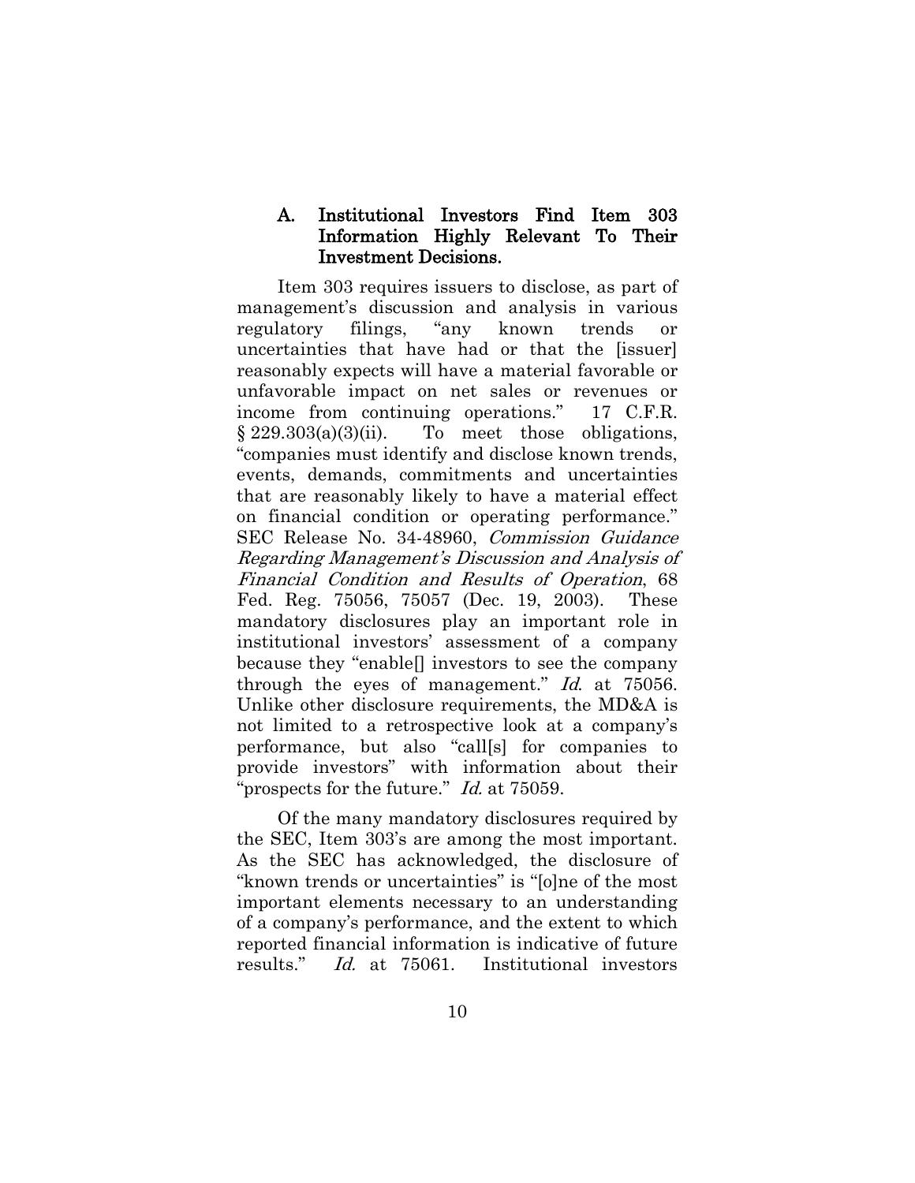### A. Institutional Investors Find Item 303 Information Highly Relevant To Their Investment Decisions.

Item 303 requires issuers to disclose, as part of management's discussion and analysis in various regulatory filings, "any known trends or uncertainties that have had or that the [issuer] reasonably expects will have a material favorable or unfavorable impact on net sales or revenues or income from continuing operations." 17 C.F.R. § 229.303(a)(3)(ii). To meet those obligations, "companies must identify and disclose known trends, events, demands, commitments and uncertainties that are reasonably likely to have a material effect on financial condition or operating performance." SEC Release No. 34-48960, *Commission Guidance Regarding Management's Discussion and Analysis of Financial Condition and Results of Operation*, 68 Fed. Reg. 75056, 75057 (Dec. 19, 2003). These mandatory disclosures play an important role in institutional investors' assessment of a company because they "enable[] investors to see the company through the eyes of management." *Id.* at 75056. Unlike other disclosure requirements, the MD&A is not limited to a retrospective look at a company's performance, but also "call[s] for companies to provide investors" with information about their "prospects for the future." *Id.* at 75059.

Of the many mandatory disclosures required by the SEC, Item 303's are among the most important. As the SEC has acknowledged, the disclosure of "known trends or uncertainties" is "[o]ne of the most important elements necessary to an understanding of a company's performance, and the extent to which reported financial information is indicative of future results." *Id.* at 75061. Institutional investors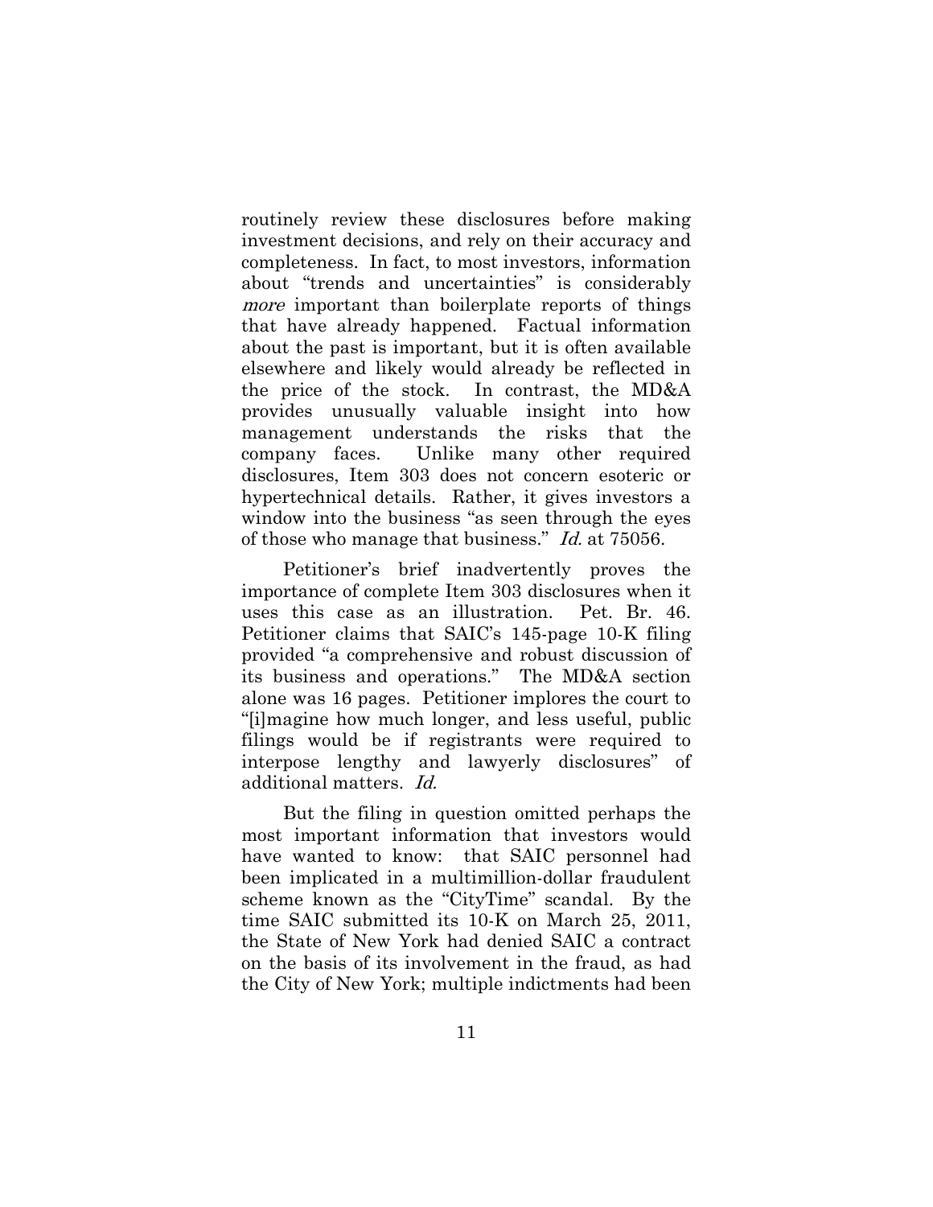routinely review these disclosures before making investment decisions, and rely on their accuracy and completeness. In fact, to most investors, information about "trends and uncertainties" is considerably *more* important than boilerplate reports of things that have already happened. Factual information about the past is important, but it is often available elsewhere and likely would already be reflected in the price of the stock. In contrast, the MD&A provides unusually valuable insight into how management understands the risks that the company faces. Unlike many other required disclosures, Item 303 does not concern esoteric or hypertechnical details. Rather, it gives investors a window into the business "as seen through the eyes of those who manage that business." *Id.* at 75056.

Petitioner's brief inadvertently proves the importance of complete Item 303 disclosures when it uses this case as an illustration. Pet. Br. 46. Petitioner claims that SAIC's 145-page 10-K filing provided "a comprehensive and robust discussion of its business and operations." The MD&A section alone was 16 pages. Petitioner implores the court to "[i]magine how much longer, and less useful, public filings would be if registrants were required to interpose lengthy and lawyerly disclosures" of additional matters. *Id.*

But the filing in question omitted perhaps the most important information that investors would have wanted to know: that SAIC personnel had been implicated in a multimillion-dollar fraudulent scheme known as the "CityTime" scandal. By the time SAIC submitted its 10-K on March 25, 2011, the State of New York had denied SAIC a contract on the basis of its involvement in the fraud, as had the City of New York; multiple indictments had been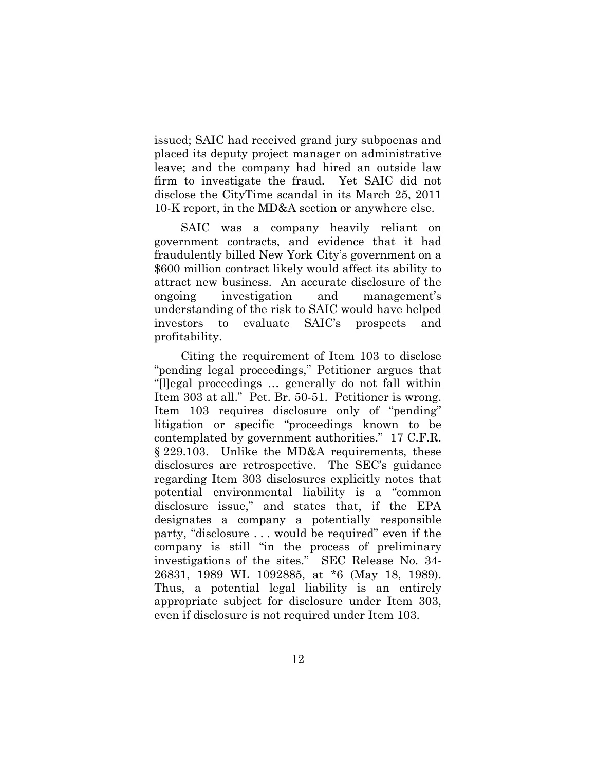issued; SAIC had received grand jury subpoenas and placed its deputy project manager on administrative leave; and the company had hired an outside law firm to investigate the fraud. Yet SAIC did not disclose the CityTime scandal in its March 25, 2011 10-K report, in the MD&A section or anywhere else.

SAIC was a company heavily reliant on government contracts, and evidence that it had fraudulently billed New York City's government on a $600 million contract likely would affect its ability to attract new business. An accurate disclosure of the ongoing investigation and management's understanding of the risk to SAIC would have helped investors to evaluate SAIC's prospects and profitability.

Citing the requirement of Item 103 to disclose "pending legal proceedings," Petitioner argues that "[l]egal proceedings … generally do not fall within Item 303 at all." Pet. Br. 50-51. Petitioner is wrong. Item 103 requires disclosure only of "pending" litigation or specific "proceedings known to be contemplated by government authorities." 17 C.F.R. § 229.103. Unlike the MD&A requirements, these disclosures are retrospective. The SEC's guidance regarding Item 303 disclosures explicitly notes that potential environmental liability is a "common disclosure issue," and states that, if the EPA designates a company a potentially responsible party, "disclosure . . . would be required" even if the company is still "in the process of preliminary investigations of the sites." SEC Release No. 34-26831, 1989 WL 1092885, at *6 (May 18, 1989). Thus, a potential legal liability is an entirely appropriate subject for disclosure under Item 303, even if disclosure is not required under Item 103.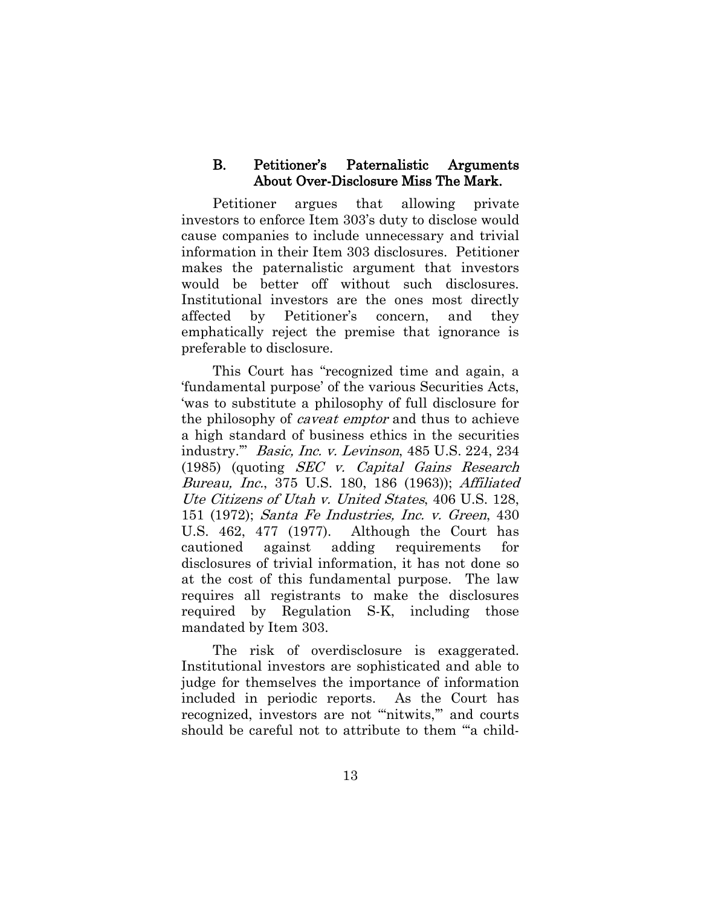### B. Petitioner's Paternalistic Arguments About Over-Disclosure Miss The Mark.

Petitioner argues that allowing private investors to enforce Item 303's duty to disclose would cause companies to include unnecessary and trivial information in their Item 303 disclosures. Petitioner makes the paternalistic argument that investors would be better off without such disclosures. Institutional investors are the ones most directly affected by Petitioner's concern, and they emphatically reject the premise that ignorance is preferable to disclosure.

This Court has "recognized time and again, a 'fundamental purpose' of the various Securities Acts, 'was to substitute a philosophy of full disclosure for the philosophy of *caveat emptor* and thus to achieve a high standard of business ethics in the securities industry.'" *Basic, Inc. v. Levinson*, 485 U.S. 224, 234 (1985) (quoting *SEC v. Capital Gains Research Bureau, Inc.*, 375 U.S. 180, 186 (1963)); *Affiliated Ute Citizens of Utah v. United States*, 406 U.S. 128, 151 (1972); *Santa Fe Industries, Inc. v. Green*, 430 U.S. 462, 477 (1977). Although the Court has cautioned against adding requirements for disclosures of trivial information, it has not done so at the cost of this fundamental purpose. The law requires all registrants to make the disclosures required by Regulation S-K, including those mandated by Item 303.

The risk of overdisclosure is exaggerated. Institutional investors are sophisticated and able to judge for themselves the importance of information included in periodic reports. As the Court has recognized, investors are not "'nitwits,'" and courts should be careful not to attribute to them "'a child-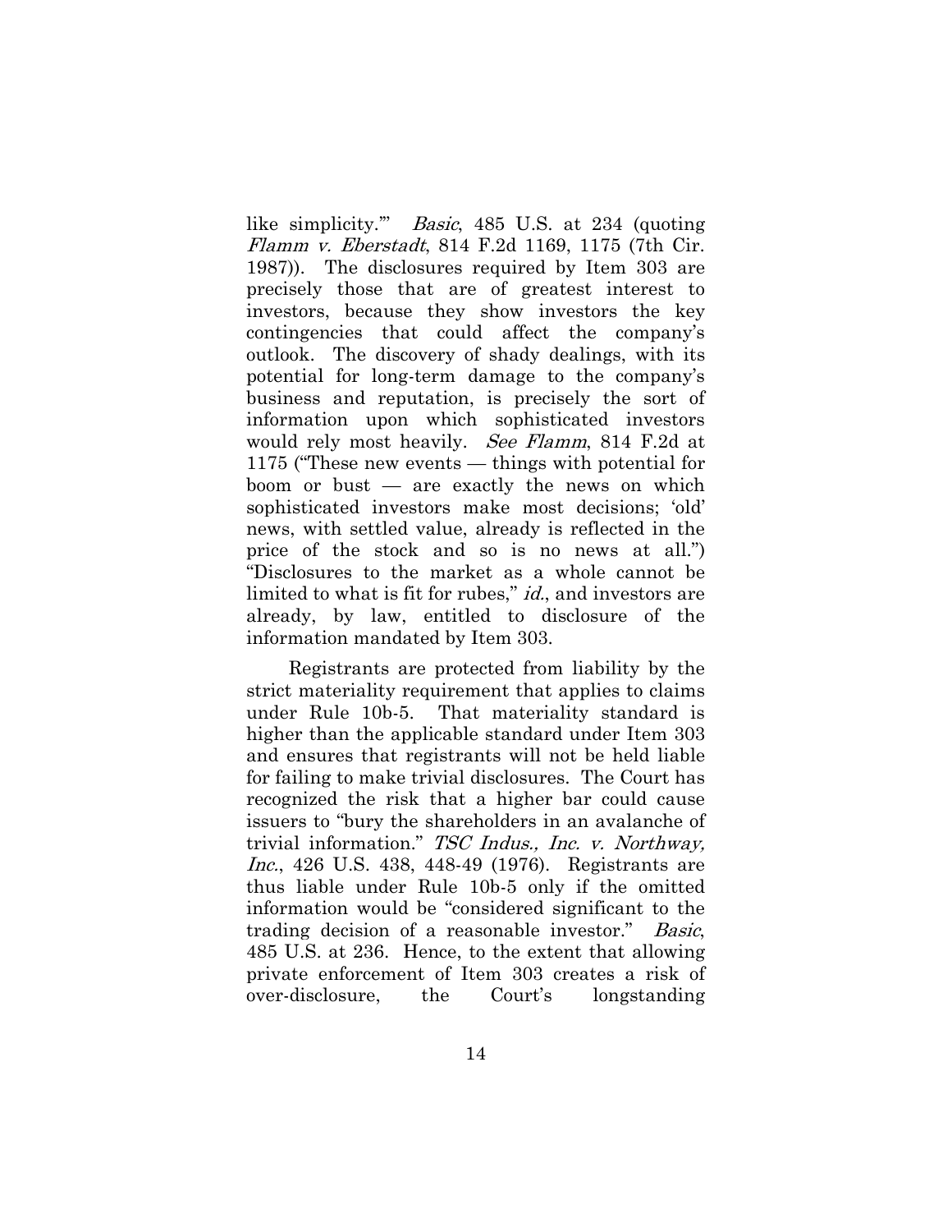like simplicity.'" *Basic*, 485 U.S. at 234 (quoting *Flamm v. Eberstadt*, 814 F.2d 1169, 1175 (7th Cir. 1987)). The disclosures required by Item 303 are precisely those that are of greatest interest to investors, because they show investors the key contingencies that could affect the company's outlook. The discovery of shady dealings, with its potential for long-term damage to the company's business and reputation, is precisely the sort of information upon which sophisticated investors would rely most heavily. *See Flamm*, 814 F.2d at 1175 ("These new events — things with potential for boom or bust — are exactly the news on which sophisticated investors make most decisions; 'old' news, with settled value, already is reflected in the price of the stock and so is no news at all.") "Disclosures to the market as a whole cannot be limited to what is fit for rubes," *id.*, and investors are already, by law, entitled to disclosure of the information mandated by Item 303.

Registrants are protected from liability by the strict materiality requirement that applies to claims under Rule 10b-5. That materiality standard is higher than the applicable standard under Item 303 and ensures that registrants will not be held liable for failing to make trivial disclosures. The Court has recognized the risk that a higher bar could cause issuers to "bury the shareholders in an avalanche of trivial information." *TSC Indus., Inc. v. Northway, Inc.*, 426 U.S. 438, 448-49 (1976). Registrants are thus liable under Rule 10b-5 only if the omitted information would be "considered significant to the trading decision of a reasonable investor." *Basic*, 485 U.S. at 236. Hence, to the extent that allowing private enforcement of Item 303 creates a risk of over-disclosure, the Court's longstanding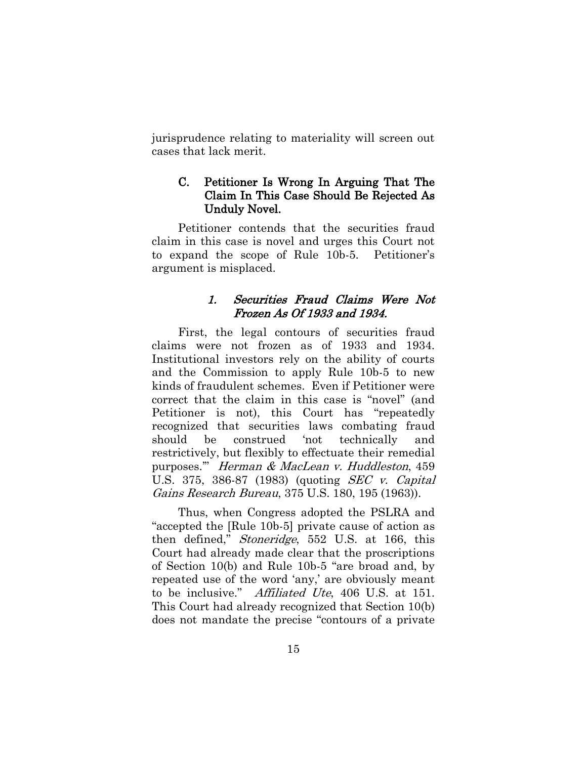jurisprudence relating to materiality will screen out cases that lack merit.

### C. Petitioner Is Wrong In Arguing That The Claim In This Case Should Be Rejected As Unduly Novel.

Petitioner contends that the securities fraud claim in this case is novel and urges this Court not to expand the scope of Rule 10b-5. Petitioner's argument is misplaced.

#### *1. Securities Fraud Claims Were Not Frozen As Of 1933 and 1934.*

First, the legal contours of securities fraud claims were not frozen as of 1933 and 1934. Institutional investors rely on the ability of courts and the Commission to apply Rule 10b-5 to new kinds of fraudulent schemes. Even if Petitioner were correct that the claim in this case is "novel" (and Petitioner is not), this Court has "repeatedly recognized that securities laws combating fraud should be construed 'not technically and restrictively, but flexibly to effectuate their remedial purposes.'" *Herman & MacLean v. Huddleston*, 459 U.S. 375, 386-87 (1983) (quoting *SEC v. Capital Gains Research Bureau*, 375 U.S. 180, 195 (1963)).

Thus, when Congress adopted the PSLRA and "accepted the [Rule 10b-5] private cause of action as then defined," *Stoneridge*, 552 U.S. at 166, this Court had already made clear that the proscriptions of Section 10(b) and Rule 10b-5 "are broad and, by repeated use of the word 'any,' are obviously meant to be inclusive." *Affiliated Ute*, 406 U.S. at 151. This Court had already recognized that Section 10(b) does not mandate the precise "contours of a private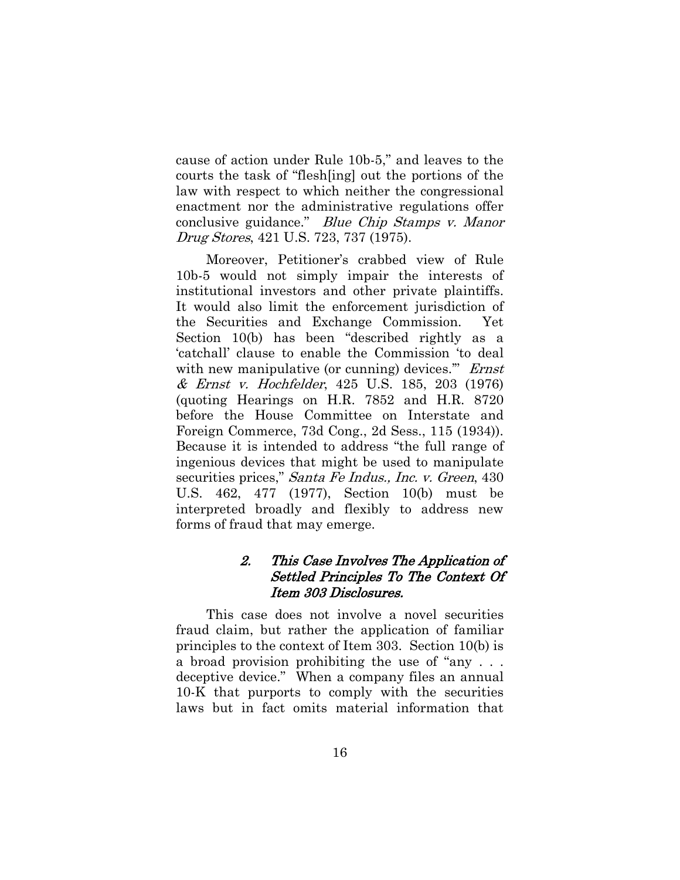cause of action under Rule 10b-5," and leaves to the courts the task of "flesh[ing] out the portions of the law with respect to which neither the congressional enactment nor the administrative regulations offer conclusive guidance." *Blue Chip Stamps v. Manor Drug Stores*, 421 U.S. 723, 737 (1975).

Moreover, Petitioner's crabbed view of Rule 10b-5 would not simply impair the interests of institutional investors and other private plaintiffs. It would also limit the enforcement jurisdiction of the Securities and Exchange Commission. Yet Section 10(b) has been "described rightly as a 'catchall' clause to enable the Commission 'to deal with new manipulative (or cunning) devices.'" *Ernst & Ernst v. Hochfelder*, 425 U.S. 185, 203 (1976) (quoting Hearings on H.R. 7852 and H.R. 8720 before the House Committee on Interstate and Foreign Commerce, 73d Cong., 2d Sess., 115 (1934)). Because it is intended to address "the full range of ingenious devices that might be used to manipulate securities prices," *Santa Fe Indus., Inc. v. Green*, 430 U.S. 462, 477 (1977), Section 10(b) must be interpreted broadly and flexibly to address new forms of fraud that may emerge.

#### *2. This Case Involves The Application of Settled Principles To The Context Of Item 303 Disclosures.*

This case does not involve a novel securities fraud claim, but rather the application of familiar principles to the context of Item 303. Section 10(b) is a broad provision prohibiting the use of "any . . . deceptive device." When a company files an annual 10-K that purports to comply with the securities laws but in fact omits material information that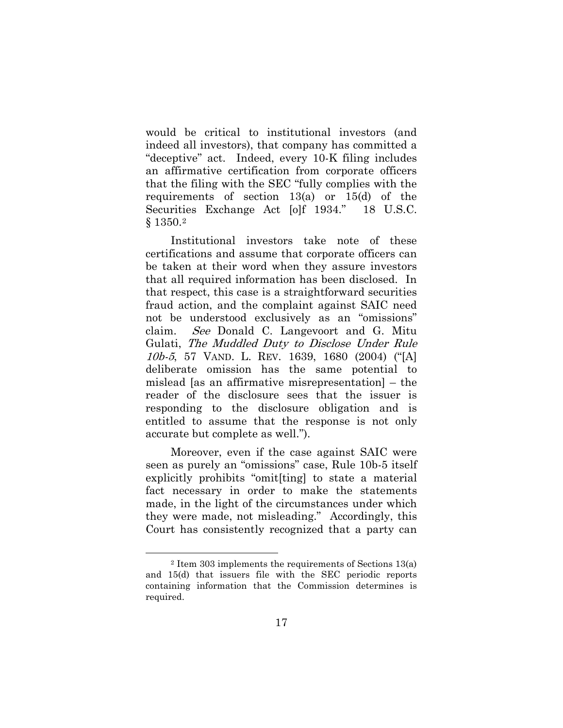would be critical to institutional investors (and indeed all investors), that company has committed a "deceptive" act. Indeed, every 10-K filing includes an affirmative certification from corporate officers that the filing with the SEC "fully complies with the requirements of section 13(a) or 15(d) of the Securities Exchange Act [o]f 1934." 18 U.S.C. § 1350.[2]

Institutional investors take note of these certifications and assume that corporate officers can be taken at their word when they assure investors that all required information has been disclosed. In that respect, this case is a straightforward securities fraud action, and the complaint against SAIC need not be understood exclusively as an "omissions" claim. *See* Donald C. Langevoort and G. Mitu Gulati, *The Muddled Duty to Disclose Under Rule 10b-5*, 57 VAND. L. REV. 1639, 1680 (2004) ("[A] deliberate omission has the same potential to mislead [as an affirmative misrepresentation] – the reader of the disclosure sees that the issuer is responding to the disclosure obligation and is entitled to assume that the response is not only accurate but complete as well.").

Moreover, even if the case against SAIC were seen as purely an "omissions" case, Rule 10b-5 itself explicitly prohibits "omit[ting] to state a material fact necessary in order to make the statements made, in the light of the circumstances under which they were made, not misleading." Accordingly, this Court has consistently recognized that a party can

---

[2] Item 303 implements the requirements of Sections 13(a) and 15(d) that issuers file with the SEC periodic reports containing information that the Commission determines is required.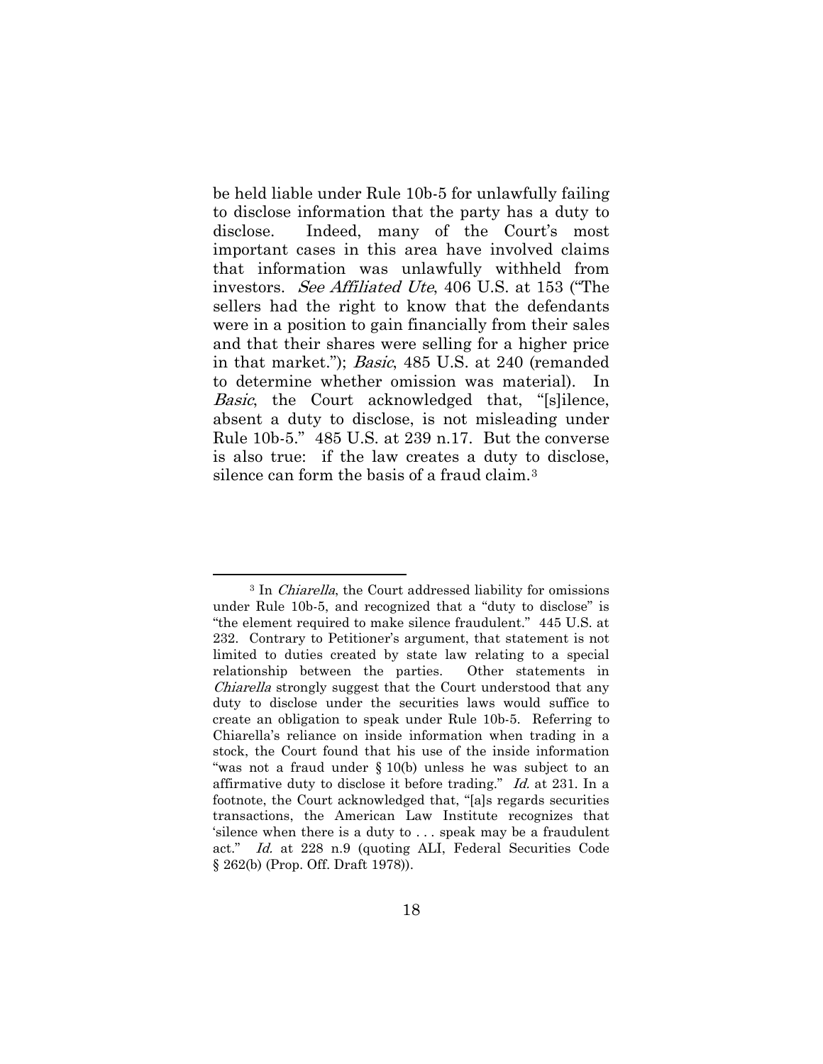be held liable under Rule 10b-5 for unlawfully failing to disclose information that the party has a duty to disclose. Indeed, many of the Court's most important cases in this area have involved claims that information was unlawfully withheld from investors. *See Affiliated Ute*, 406 U.S. at 153 ("The sellers had the right to know that the defendants were in a position to gain financially from their sales and that their shares were selling for a higher price in that market."); *Basic*, 485 U.S. at 240 (remanded to determine whether omission was material). In *Basic*, the Court acknowledged that, "[s]ilence, absent a duty to disclose, is not misleading under Rule 10b-5." 485 U.S. at 239 n.17. But the converse is also true: if the law creates a duty to disclose, silence can form the basis of a fraud claim.[3]

---

[3] In *Chiarella*, the Court addressed liability for omissions under Rule 10b-5, and recognized that a "duty to disclose" is "the element required to make silence fraudulent." 445 U.S. at 232. Contrary to Petitioner's argument, that statement is not limited to duties created by state law relating to a special relationship between the parties. Other statements in *Chiarella* strongly suggest that the Court understood that any duty to disclose under the securities laws would suffice to create an obligation to speak under Rule 10b-5. Referring to Chiarella's reliance on inside information when trading in a stock, the Court found that his use of the inside information "was not a fraud under § 10(b) unless he was subject to an affirmative duty to disclose it before trading." *Id.* at 231. In a footnote, the Court acknowledged that, "[a]s regards securities transactions, the American Law Institute recognizes that 'silence when there is a duty to . . . speak may be a fraudulent act." *Id.* at 228 n.9 (quoting ALI, Federal Securities Code § 262(b) (Prop. Off. Draft 1978)).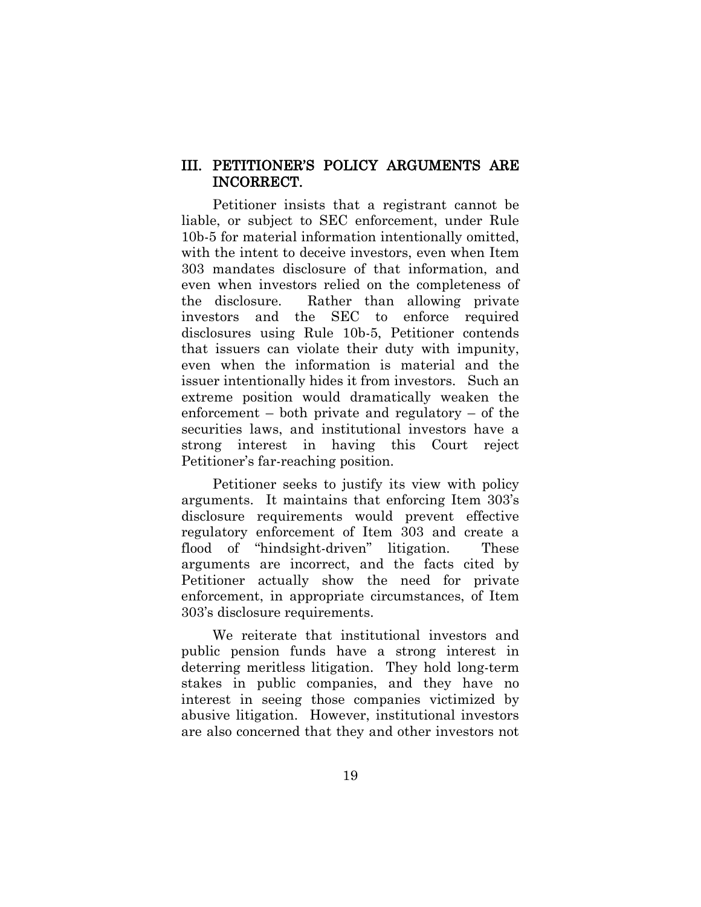## III. PETITIONER'S POLICY ARGUMENTS ARE INCORRECT.

Petitioner insists that a registrant cannot be liable, or subject to SEC enforcement, under Rule 10b-5 for material information intentionally omitted, with the intent to deceive investors, even when Item 303 mandates disclosure of that information, and even when investors relied on the completeness of the disclosure. Rather than allowing private investors and the SEC to enforce required disclosures using Rule 10b-5, Petitioner contends that issuers can violate their duty with impunity, even when the information is material and the issuer intentionally hides it from investors. Such an extreme position would dramatically weaken the enforcement – both private and regulatory – of the securities laws, and institutional investors have a strong interest in having this Court reject Petitioner's far-reaching position.

Petitioner seeks to justify its view with policy arguments. It maintains that enforcing Item 303's disclosure requirements would prevent effective regulatory enforcement of Item 303 and create a flood of "hindsight-driven" litigation. These arguments are incorrect, and the facts cited by Petitioner actually show the need for private enforcement, in appropriate circumstances, of Item 303's disclosure requirements.

We reiterate that institutional investors and public pension funds have a strong interest in deterring meritless litigation. They hold long-term stakes in public companies, and they have no interest in seeing those companies victimized by abusive litigation. However, institutional investors are also concerned that they and other investors not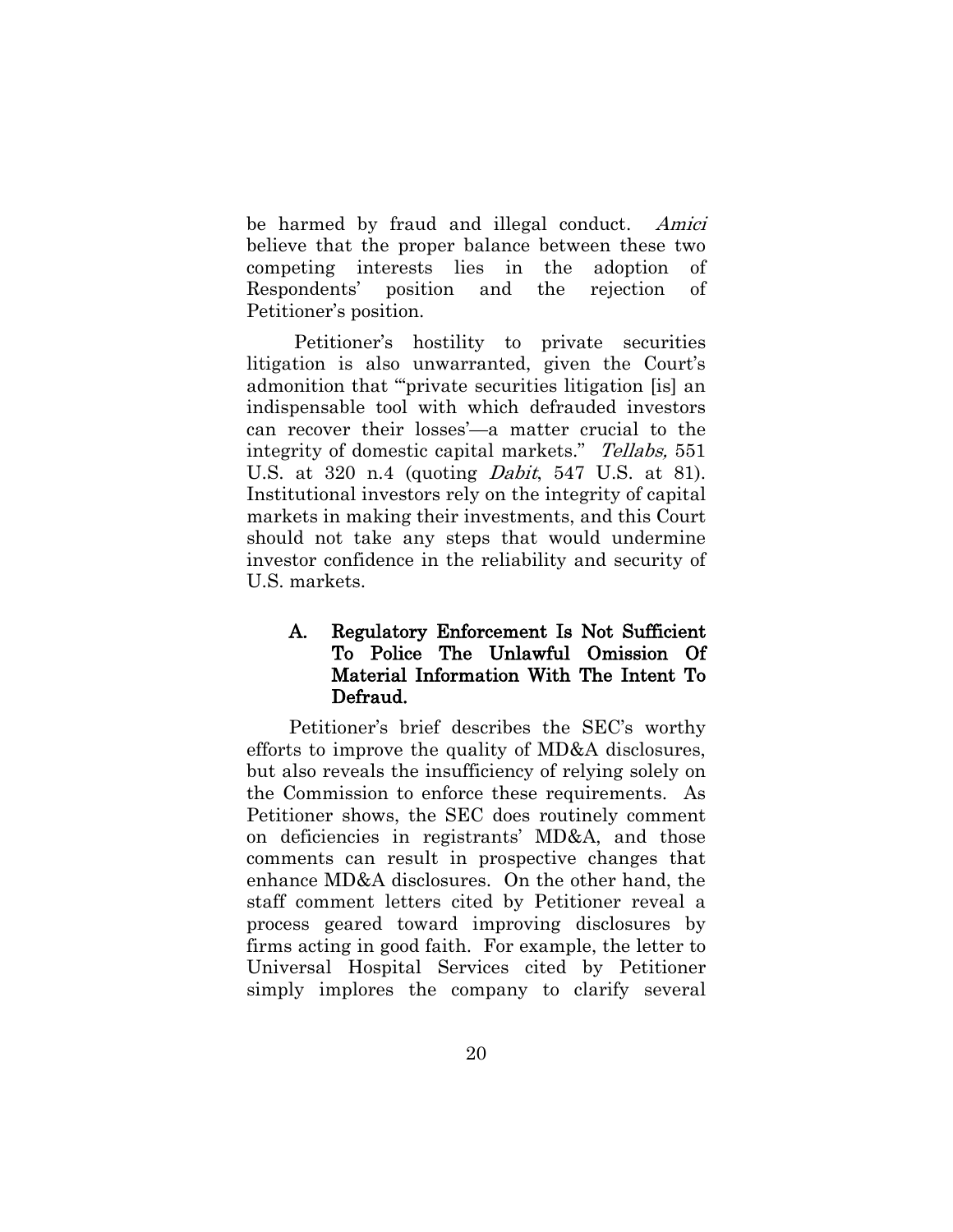be harmed by fraud and illegal conduct. *Amici* believe that the proper balance between these two competing interests lies in the adoption of Respondents' position and the rejection of Petitioner's position.

Petitioner's hostility to private securities litigation is also unwarranted, given the Court's admonition that "'private securities litigation [is] an indispensable tool with which defrauded investors can recover their losses'—a matter crucial to the integrity of domestic capital markets." *Tellabs,* 551 U.S. at 320 n.4 (quoting *Dabit*, 547 U.S. at 81). Institutional investors rely on the integrity of capital markets in making their investments, and this Court should not take any steps that would undermine investor confidence in the reliability and security of U.S. markets.

### A. Regulatory Enforcement Is Not Sufficient To Police The Unlawful Omission Of Material Information With The Intent To Defraud.

Petitioner's brief describes the SEC's worthy efforts to improve the quality of MD&A disclosures, but also reveals the insufficiency of relying solely on the Commission to enforce these requirements. As Petitioner shows, the SEC does routinely comment on deficiencies in registrants' MD&A, and those comments can result in prospective changes that enhance MD&A disclosures. On the other hand, the staff comment letters cited by Petitioner reveal a process geared toward improving disclosures by firms acting in good faith. For example, the letter to Universal Hospital Services cited by Petitioner simply implores the company to clarify several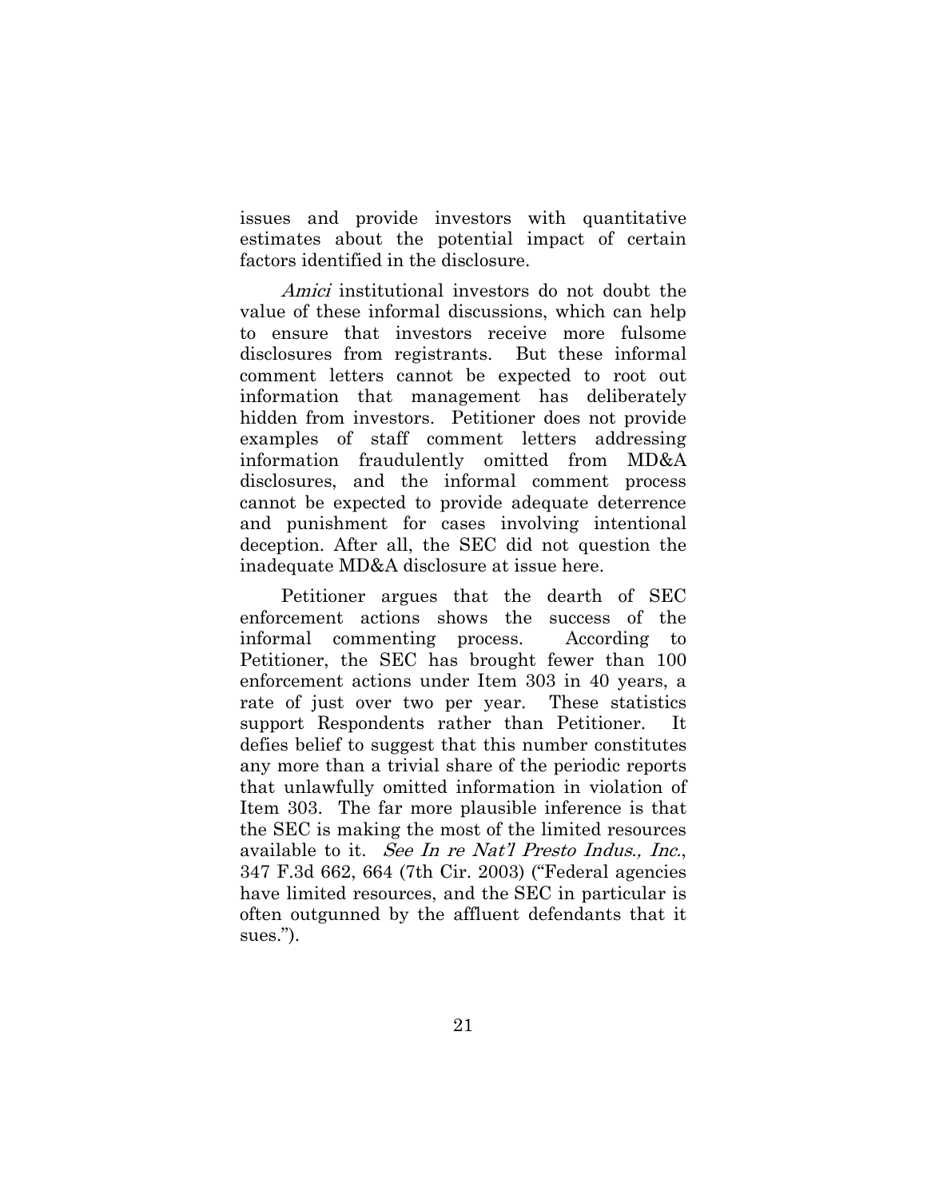issues and provide investors with quantitative estimates about the potential impact of certain factors identified in the disclosure.

*Amici* institutional investors do not doubt the value of these informal discussions, which can help to ensure that investors receive more fulsome disclosures from registrants. But these informal comment letters cannot be expected to root out information that management has deliberately hidden from investors. Petitioner does not provide examples of staff comment letters addressing information fraudulently omitted from MD&A disclosures, and the informal comment process cannot be expected to provide adequate deterrence and punishment for cases involving intentional deception. After all, the SEC did not question the inadequate MD&A disclosure at issue here.

Petitioner argues that the dearth of SEC enforcement actions shows the success of the informal commenting process. According to Petitioner, the SEC has brought fewer than 100 enforcement actions under Item 303 in 40 years, a rate of just over two per year. These statistics support Respondents rather than Petitioner. It defies belief to suggest that this number constitutes any more than a trivial share of the periodic reports that unlawfully omitted information in violation of Item 303. The far more plausible inference is that the SEC is making the most of the limited resources available to it. *See In re Nat'l Presto Indus., Inc.*, 347 F.3d 662, 664 (7th Cir. 2003) ("Federal agencies have limited resources, and the SEC in particular is often outgunned by the affluent defendants that it sues.").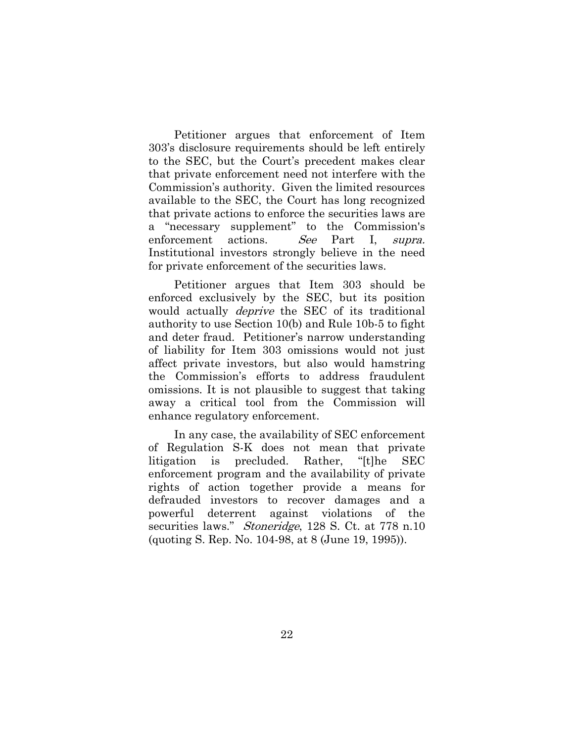Petitioner argues that enforcement of Item 303's disclosure requirements should be left entirely to the SEC, but the Court's precedent makes clear that private enforcement need not interfere with the Commission's authority. Given the limited resources available to the SEC, the Court has long recognized that private actions to enforce the securities laws are a "necessary supplement" to the Commission's enforcement actions. *See* Part I, *supra.* Institutional investors strongly believe in the need for private enforcement of the securities laws.

Petitioner argues that Item 303 should be enforced exclusively by the SEC, but its position would actually *deprive* the SEC of its traditional authority to use Section 10(b) and Rule 10b-5 to fight and deter fraud. Petitioner's narrow understanding of liability for Item 303 omissions would not just affect private investors, but also would hamstring the Commission's efforts to address fraudulent omissions. It is not plausible to suggest that taking away a critical tool from the Commission will enhance regulatory enforcement.

In any case, the availability of SEC enforcement of Regulation S-K does not mean that private litigation is precluded. Rather, "[t]he SEC enforcement program and the availability of private rights of action together provide a means for defrauded investors to recover damages and a powerful deterrent against violations of the securities laws." *Stoneridge*, 128 S. Ct. at 778 n.10 (quoting S. Rep. No. 104-98, at 8 (June 19, 1995)).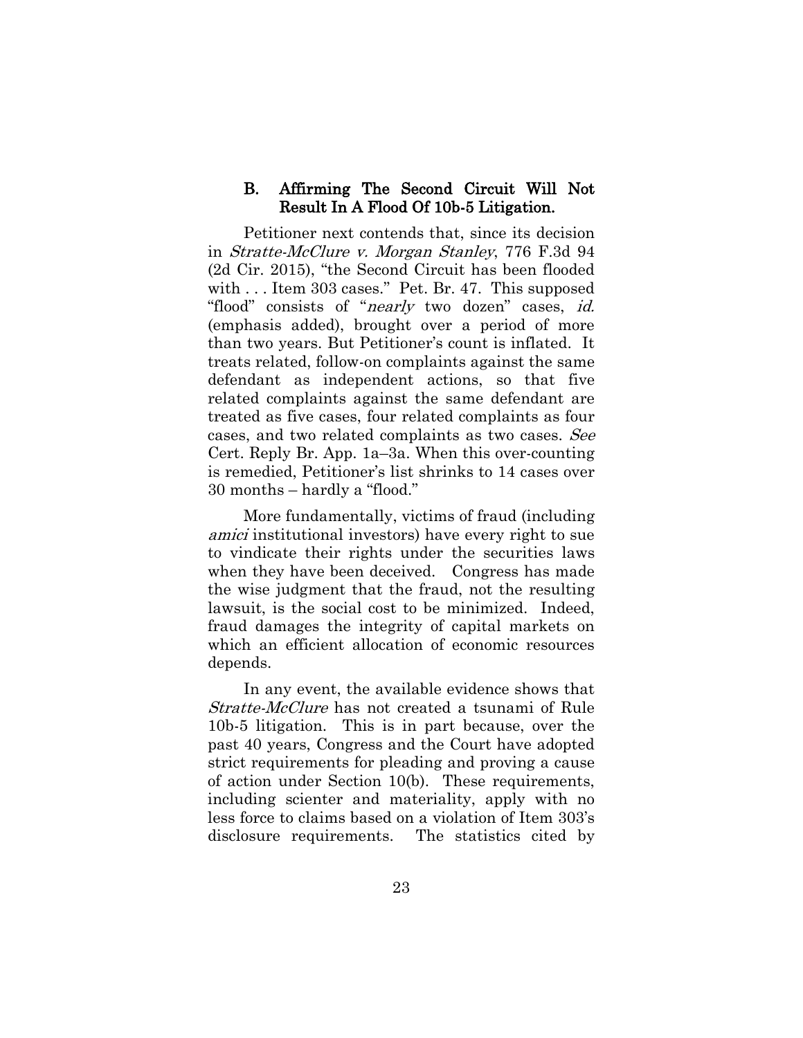### B. Affirming The Second Circuit Will Not Result In A Flood Of 10b-5 Litigation.

Petitioner next contends that, since its decision in *Stratte-McClure v. Morgan Stanley*, 776 F.3d 94 (2d Cir. 2015), "the Second Circuit has been flooded with . . . Item 303 cases." Pet. Br. 47. This supposed "flood" consists of "*nearly* two dozen" cases, *id.* (emphasis added), brought over a period of more than two years. But Petitioner's count is inflated. It treats related, follow-on complaints against the same defendant as independent actions, so that five related complaints against the same defendant are treated as five cases, four related complaints as four cases, and two related complaints as two cases. *See* Cert. Reply Br. App. 1a–3a. When this over-counting is remedied, Petitioner's list shrinks to 14 cases over 30 months – hardly a "flood."

More fundamentally, victims of fraud (including *amici* institutional investors) have every right to sue to vindicate their rights under the securities laws when they have been deceived. Congress has made the wise judgment that the fraud, not the resulting lawsuit, is the social cost to be minimized. Indeed, fraud damages the integrity of capital markets on which an efficient allocation of economic resources depends.

In any event, the available evidence shows that *Stratte-McClure* has not created a tsunami of Rule 10b-5 litigation. This is in part because, over the past 40 years, Congress and the Court have adopted strict requirements for pleading and proving a cause of action under Section 10(b). These requirements, including scienter and materiality, apply with no less force to claims based on a violation of Item 303's disclosure requirements. The statistics cited by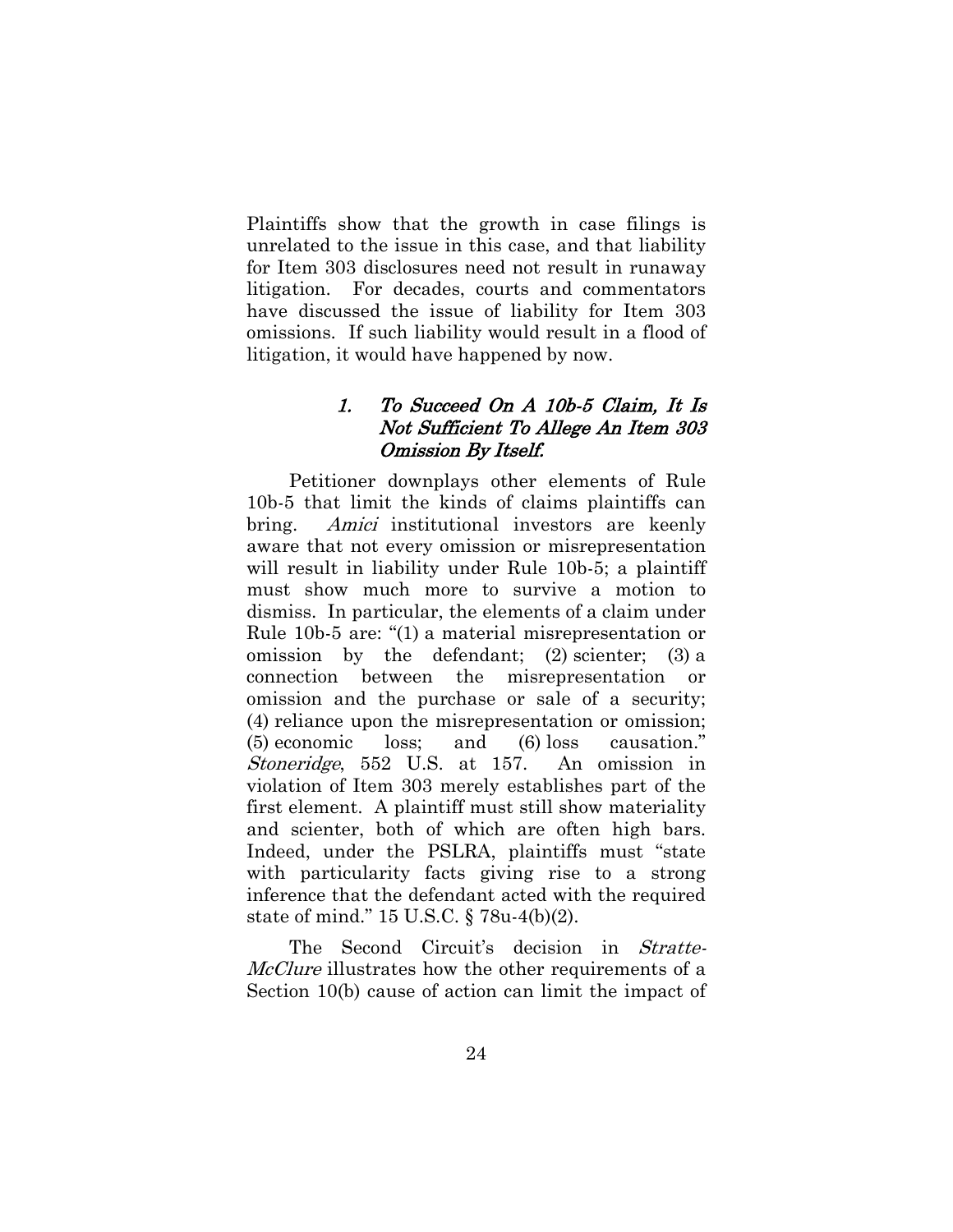Plaintiffs show that the growth in case filings is unrelated to the issue in this case, and that liability for Item 303 disclosures need not result in runaway litigation. For decades, courts and commentators have discussed the issue of liability for Item 303 omissions. If such liability would result in a flood of litigation, it would have happened by now.

#### *1. To Succeed On A 10b-5 Claim, It Is Not Sufficient To Allege An Item 303 Omission By Itself.*

Petitioner downplays other elements of Rule 10b-5 that limit the kinds of claims plaintiffs can bring. *Amici* institutional investors are keenly aware that not every omission or misrepresentation will result in liability under Rule 10b-5; a plaintiff must show much more to survive a motion to dismiss. In particular, the elements of a claim under Rule 10b-5 are: "(1) a material misrepresentation or omission by the defendant; (2) scienter; (3) a connection between the misrepresentation or omission and the purchase or sale of a security; (4) reliance upon the misrepresentation or omission; (5) economic loss; and (6) loss causation." *Stoneridge*, 552 U.S. at 157. An omission in violation of Item 303 merely establishes part of the first element. A plaintiff must still show materiality and scienter, both of which are often high bars. Indeed, under the PSLRA, plaintiffs must "state with particularity facts giving rise to a strong inference that the defendant acted with the required state of mind." 15 U.S.C. § 78u-4(b)(2).

The Second Circuit's decision in *Stratte-McClure* illustrates how the other requirements of a Section 10(b) cause of action can limit the impact of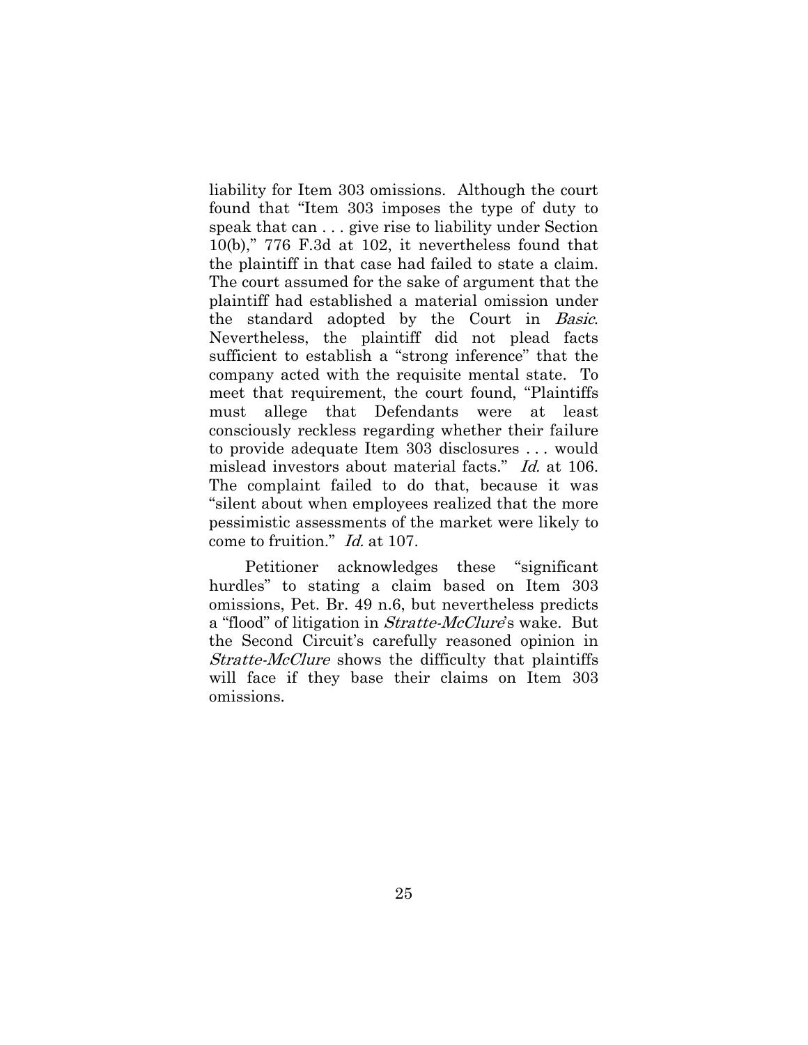liability for Item 303 omissions. Although the court found that "Item 303 imposes the type of duty to speak that can . . . give rise to liability under Section 10(b)," 776 F.3d at 102, it nevertheless found that the plaintiff in that case had failed to state a claim. The court assumed for the sake of argument that the plaintiff had established a material omission under the standard adopted by the Court in *Basic*. Nevertheless, the plaintiff did not plead facts sufficient to establish a "strong inference" that the company acted with the requisite mental state. To meet that requirement, the court found, "Plaintiffs must allege that Defendants were at least consciously reckless regarding whether their failure to provide adequate Item 303 disclosures . . . would mislead investors about material facts." *Id.* at 106. The complaint failed to do that, because it was "silent about when employees realized that the more pessimistic assessments of the market were likely to come to fruition." *Id.* at 107.

Petitioner acknowledges these "significant hurdles" to stating a claim based on Item 303 omissions, Pet. Br. 49 n.6, but nevertheless predicts a "flood" of litigation in *Stratte-McClure*'s wake. But the Second Circuit's carefully reasoned opinion in *Stratte-McClure* shows the difficulty that plaintiffs will face if they base their claims on Item 303 omissions.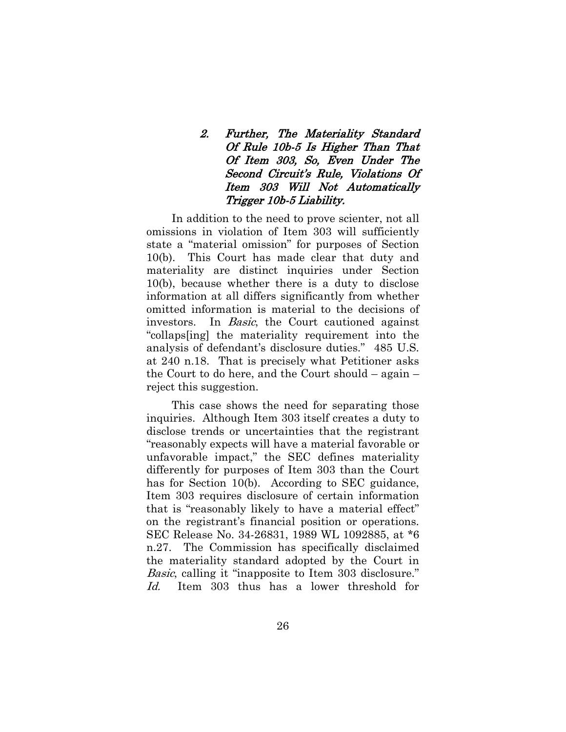### *2. Further, The Materiality Standard Of Rule 10b-5 Is Higher Than That Of Item 303, So, Even Under The Second Circuit's Rule, Violations Of Item 303 Will Not Automatically Trigger 10b-5 Liability.*

In addition to the need to prove scienter, not all omissions in violation of Item 303 will sufficiently state a "material omission" for purposes of Section 10(b). This Court has made clear that duty and materiality are distinct inquiries under Section 10(b), because whether there is a duty to disclose information at all differs significantly from whether omitted information is material to the decisions of investors. In *Basic*, the Court cautioned against "collaps[ing] the materiality requirement into the analysis of defendant's disclosure duties." 485 U.S. at 240 n.18. That is precisely what Petitioner asks the Court to do here, and the Court should – again – reject this suggestion.

This case shows the need for separating those inquiries. Although Item 303 itself creates a duty to disclose trends or uncertainties that the registrant "reasonably expects will have a material favorable or unfavorable impact," the SEC defines materiality differently for purposes of Item 303 than the Court has for Section 10(b). According to SEC guidance, Item 303 requires disclosure of certain information that is "reasonably likely to have a material effect" on the registrant's financial position or operations. SEC Release No. 34-26831, 1989 WL 1092885, at *6 n.27. The Commission has specifically disclaimed the materiality standard adopted by the Court in *Basic*, calling it "inapposite to Item 303 disclosure." *Id.* Item 303 thus has a lower threshold for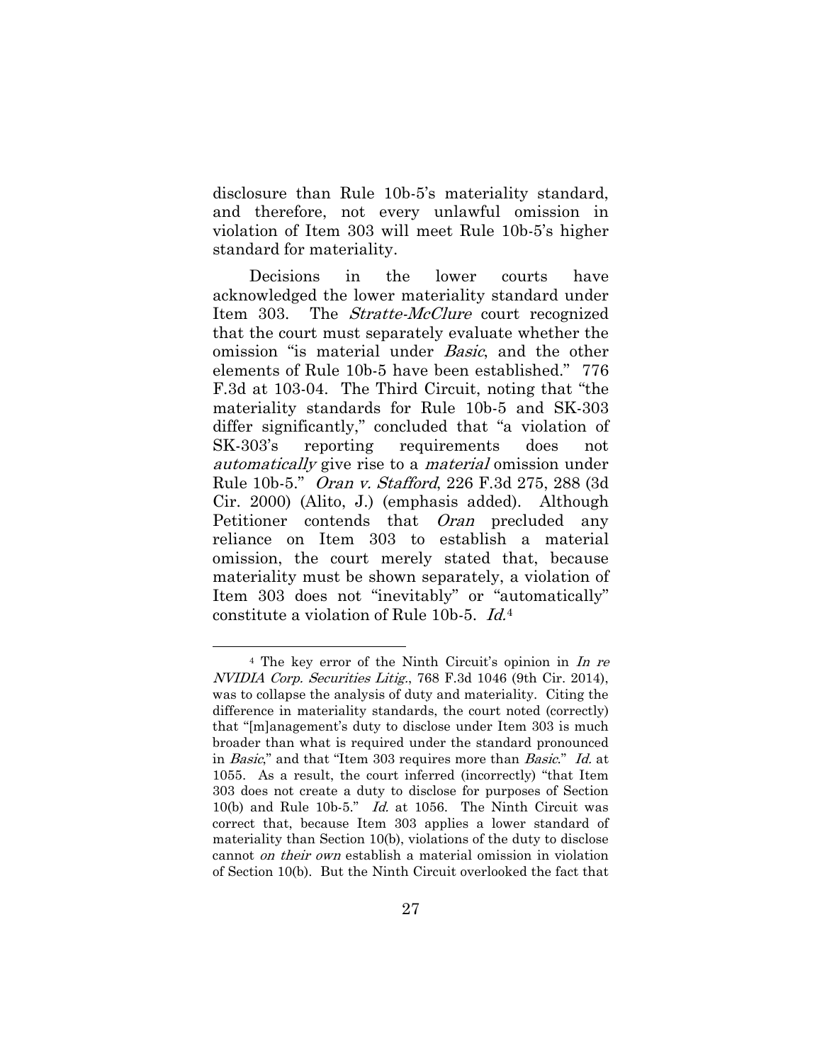disclosure than Rule 10b-5's materiality standard, and therefore, not every unlawful omission in violation of Item 303 will meet Rule 10b-5's higher standard for materiality.

Decisions in the lower courts have acknowledged the lower materiality standard under Item 303. The *Stratte-McClure* court recognized that the court must separately evaluate whether the omission "is material under *Basic*, and the other elements of Rule 10b-5 have been established." 776 F.3d at 103-04. The Third Circuit, noting that "the materiality standards for Rule 10b-5 and SK-303 differ significantly," concluded that "a violation of SK-303's reporting requirements does not *automatically* give rise to a *material* omission under Rule 10b-5." *Oran v. Stafford*, 226 F.3d 275, 288 (3d Cir. 2000) (Alito, J.) (emphasis added). Although Petitioner contends that *Oran* precluded any reliance on Item 303 to establish a material omission, the court merely stated that, because materiality must be shown separately, a violation of Item 303 does not "inevitably" or "automatically" constitute a violation of Rule 10b-5. *Id.*[4]

---

[4] The key error of the Ninth Circuit's opinion in *In re NVIDIA Corp. Securities Litig.*, 768 F.3d 1046 (9th Cir. 2014), was to collapse the analysis of duty and materiality. Citing the difference in materiality standards, the court noted (correctly) that "[m]anagement's duty to disclose under Item 303 is much broader than what is required under the standard pronounced in *Basic*," and that "Item 303 requires more than *Basic*." *Id.* at 1055. As a result, the court inferred (incorrectly) "that Item 303 does not create a duty to disclose for purposes of Section 10(b) and Rule 10b-5." *Id.* at 1056. The Ninth Circuit was correct that, because Item 303 applies a lower standard of materiality than Section 10(b), violations of the duty to disclose cannot *on their own* establish a material omission in violation of Section 10(b). But the Ninth Circuit overlooked the fact that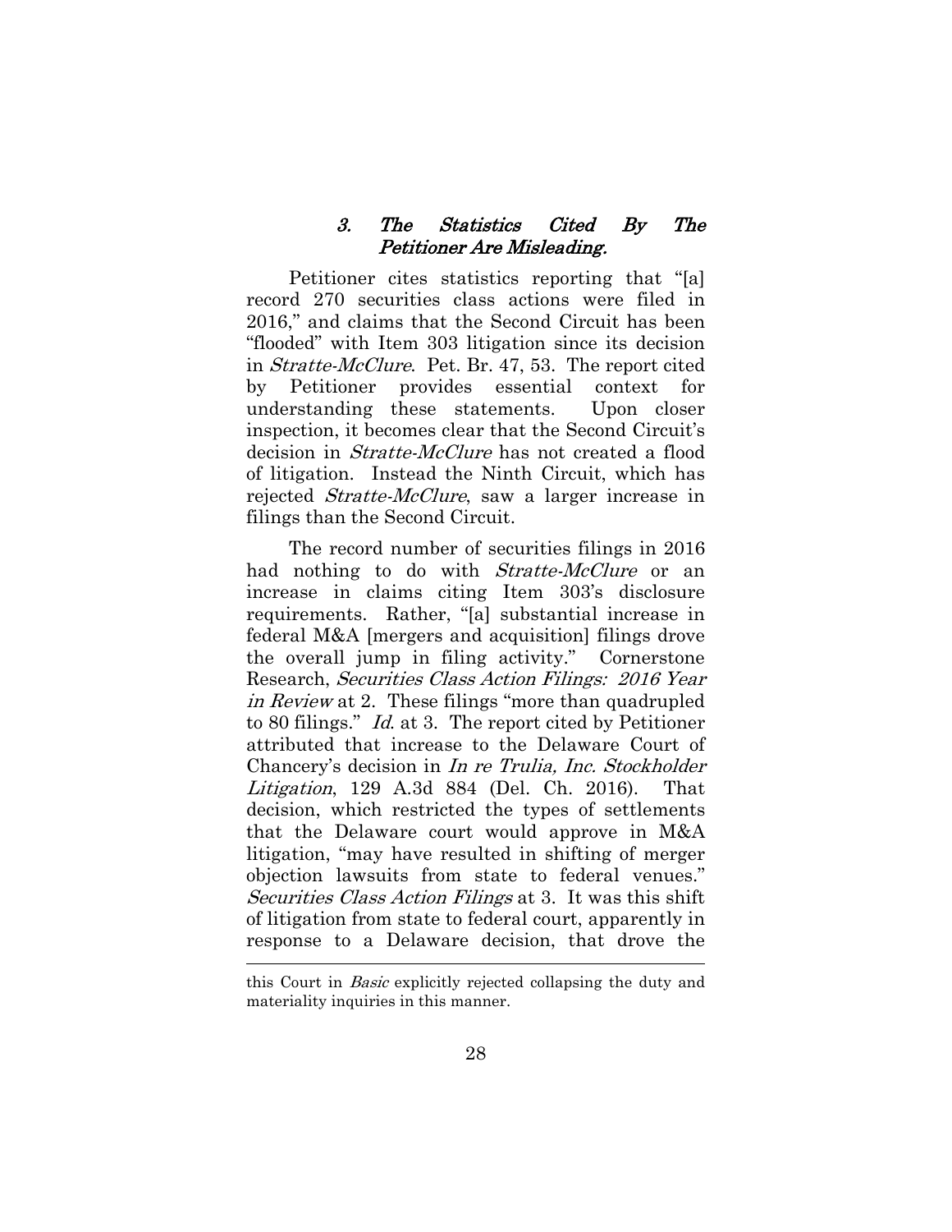### *3. The Statistics Cited By The Petitioner Are Misleading.*

Petitioner cites statistics reporting that "[a] record 270 securities class actions were filed in 2016," and claims that the Second Circuit has been "flooded" with Item 303 litigation since its decision in *Stratte-McClure*. Pet. Br. 47, 53. The report cited by Petitioner provides essential context for understanding these statements. Upon closer inspection, it becomes clear that the Second Circuit's decision in *Stratte-McClure* has not created a flood of litigation. Instead the Ninth Circuit, which has rejected *Stratte-McClure*, saw a larger increase in filings than the Second Circuit.

The record number of securities filings in 2016 had nothing to do with *Stratte-McClure* or an increase in claims citing Item 303's disclosure requirements. Rather, "[a] substantial increase in federal M&A [mergers and acquisition] filings drove the overall jump in filing activity." Cornerstone Research, *Securities Class Action Filings: 2016 Year in Review* at 2. These filings "more than quadrupled to 80 filings." *Id.* at 3. The report cited by Petitioner attributed that increase to the Delaware Court of Chancery's decision in *In re Trulia, Inc. Stockholder Litigation*, 129 A.3d 884 (Del. Ch. 2016). That decision, which restricted the types of settlements that the Delaware court would approve in M&A litigation, "may have resulted in shifting of merger objection lawsuits from state to federal venues." *Securities Class Action Filings* at 3. It was this shift of litigation from state to federal court, apparently in response to a Delaware decision, that drove the

---

this Court in *Basic* explicitly rejected collapsing the duty and materiality inquiries in this manner.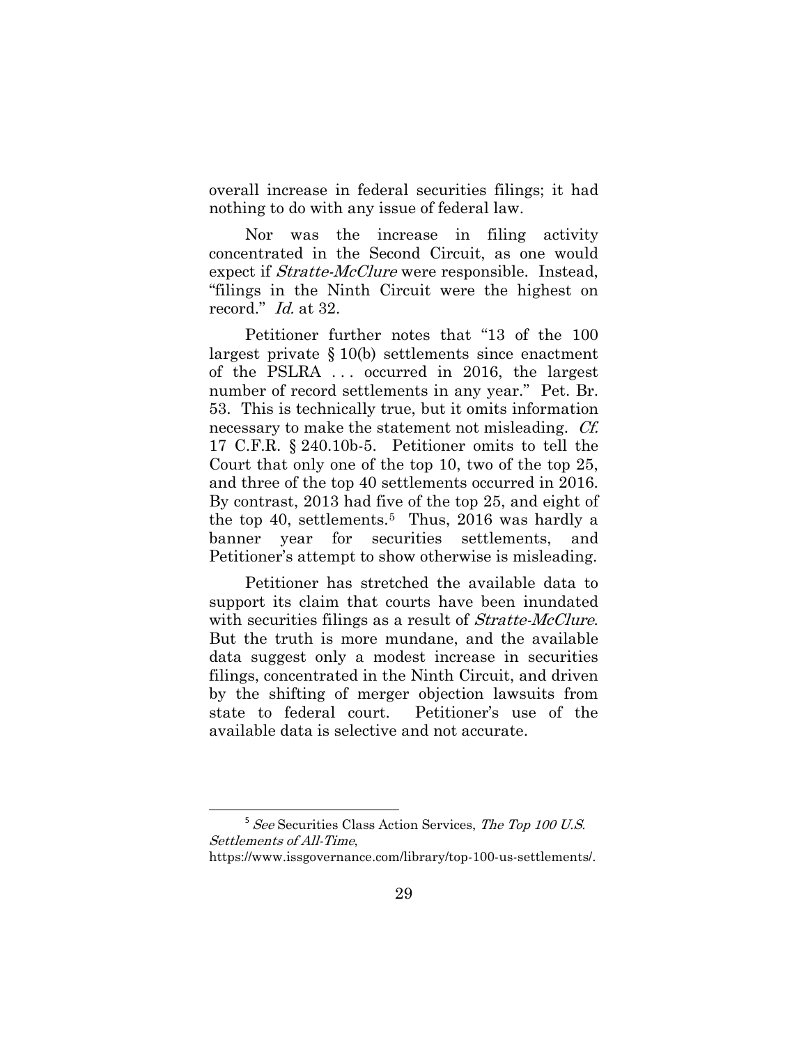overall increase in federal securities filings; it had nothing to do with any issue of federal law.

Nor was the increase in filing activity concentrated in the Second Circuit, as one would expect if *Stratte-McClure* were responsible. Instead, "filings in the Ninth Circuit were the highest on record." *Id.* at 32.

Petitioner further notes that "13 of the 100 largest private § 10(b) settlements since enactment of the PSLRA . . . occurred in 2016, the largest number of record settlements in any year." Pet. Br. 53. This is technically true, but it omits information necessary to make the statement not misleading. *Cf.* 17 C.F.R. § 240.10b-5. Petitioner omits to tell the Court that only one of the top 10, two of the top 25, and three of the top 40 settlements occurred in 2016. By contrast, 2013 had five of the top 25, and eight of the top 40, settlements.[5] Thus, 2016 was hardly a banner year for securities settlements, and Petitioner's attempt to show otherwise is misleading.

Petitioner has stretched the available data to support its claim that courts have been inundated with securities filings as a result of *Stratte-McClure*. But the truth is more mundane, and the available data suggest only a modest increase in securities filings, concentrated in the Ninth Circuit, and driven by the shifting of merger objection lawsuits from state to federal court. Petitioner's use of the available data is selective and not accurate.

---

[5] *See* Securities Class Action Services, *The Top 100 U.S. Settlements of All-Time*, https://www.issgovernance.com/library/top-100-us-settlements/.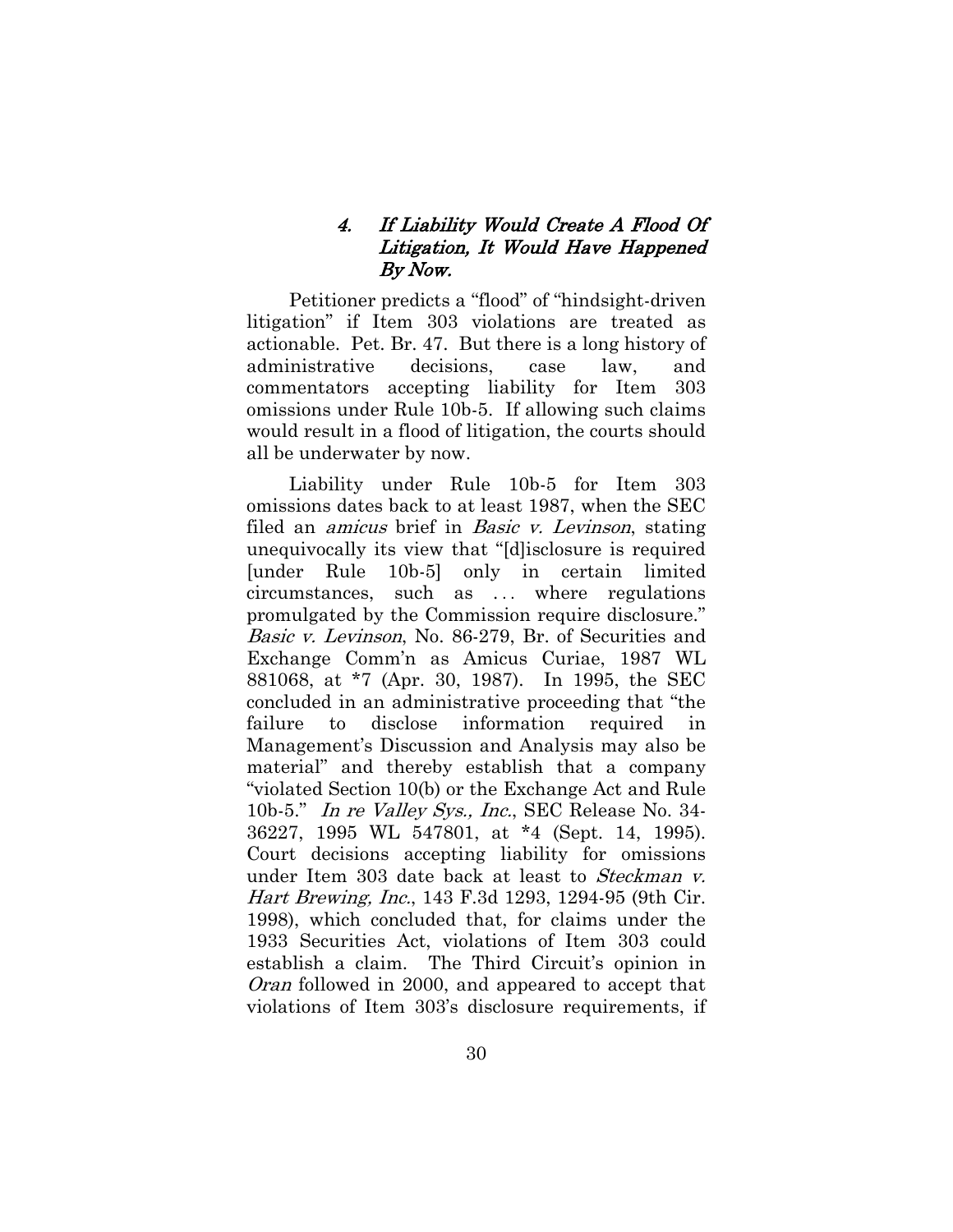#### 4. *If Liability Would Create A Flood Of Litigation, It Would Have Happened By Now.*

Petitioner predicts a "flood" of "hindsight-driven litigation" if Item 303 violations are treated as actionable. Pet. Br. 47. But there is a long history of administrative decisions, case law, and commentators accepting liability for Item 303 omissions under Rule 10b-5. If allowing such claims would result in a flood of litigation, the courts should all be underwater by now.

Liability under Rule 10b-5 for Item 303 omissions dates back to at least 1987, when the SEC filed an *amicus* brief in *Basic v. Levinson*, stating unequivocally its view that "[d]isclosure is required [under Rule 10b-5] only in certain limited circumstances, such as . . . where regulations promulgated by the Commission require disclosure." *Basic v. Levinson*, No. 86-279, Br. of Securities and Exchange Comm'n as Amicus Curiae, 1987 WL 881068, at *7 (Apr. 30, 1987). In 1995, the SEC concluded in an administrative proceeding that "the failure to disclose information required in Management's Discussion and Analysis may also be material" and thereby establish that a company "violated Section 10(b) or the Exchange Act and Rule 10b-5." *In re Valley Sys., Inc.*, SEC Release No. 34-36227, 1995 WL 547801, at *4 (Sept. 14, 1995). Court decisions accepting liability for omissions under Item 303 date back at least to *Steckman v. Hart Brewing, Inc.*, 143 F.3d 1293, 1294-95 (9th Cir. 1998), which concluded that, for claims under the 1933 Securities Act, violations of Item 303 could establish a claim. The Third Circuit's opinion in *Oran* followed in 2000, and appeared to accept that violations of Item 303's disclosure requirements, if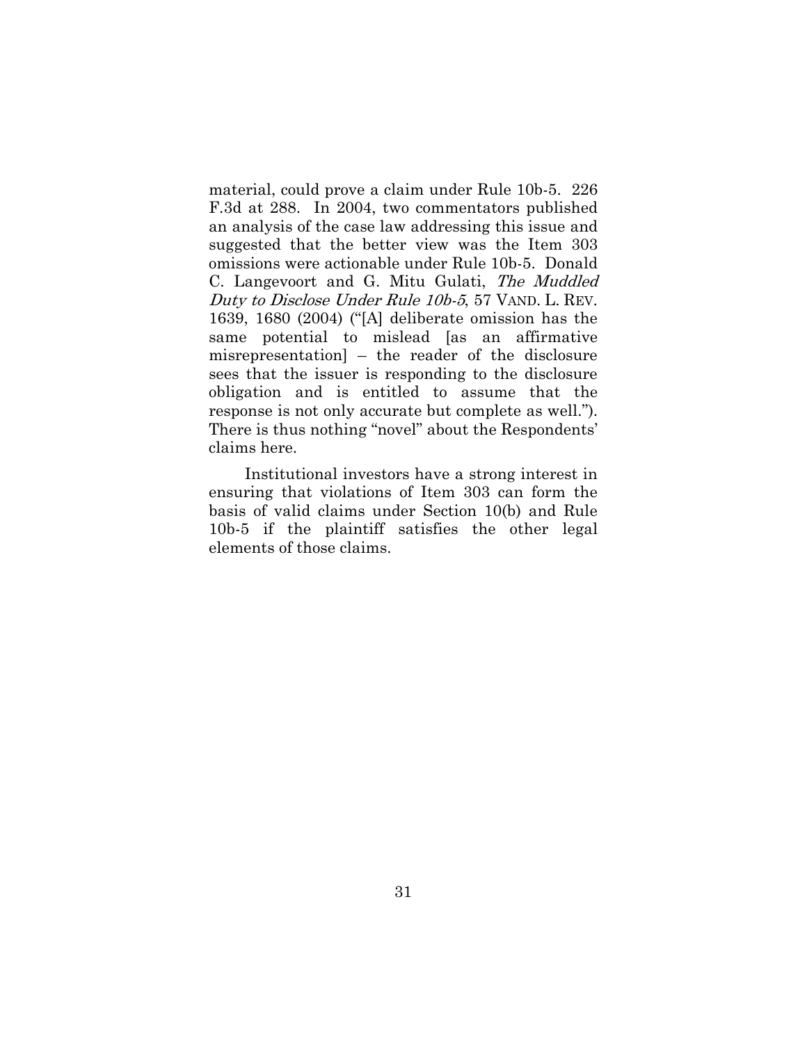material, could prove a claim under Rule 10b-5. 226 F.3d at 288. In 2004, two commentators published an analysis of the case law addressing this issue and suggested that the better view was the Item 303 omissions were actionable under Rule 10b-5. Donald C. Langevoort and G. Mitu Gulati, *The Muddled Duty to Disclose Under Rule 10b-5*, 57 VAND. L. REV. 1639, 1680 (2004) ("[A] deliberate omission has the same potential to mislead [as an affirmative misrepresentation] – the reader of the disclosure sees that the issuer is responding to the disclosure obligation and is entitled to assume that the response is not only accurate but complete as well."). There is thus nothing "novel" about the Respondents' claims here.

Institutional investors have a strong interest in ensuring that violations of Item 303 can form the basis of valid claims under Section 10(b) and Rule 10b-5 if the plaintiff satisfies the other legal elements of those claims.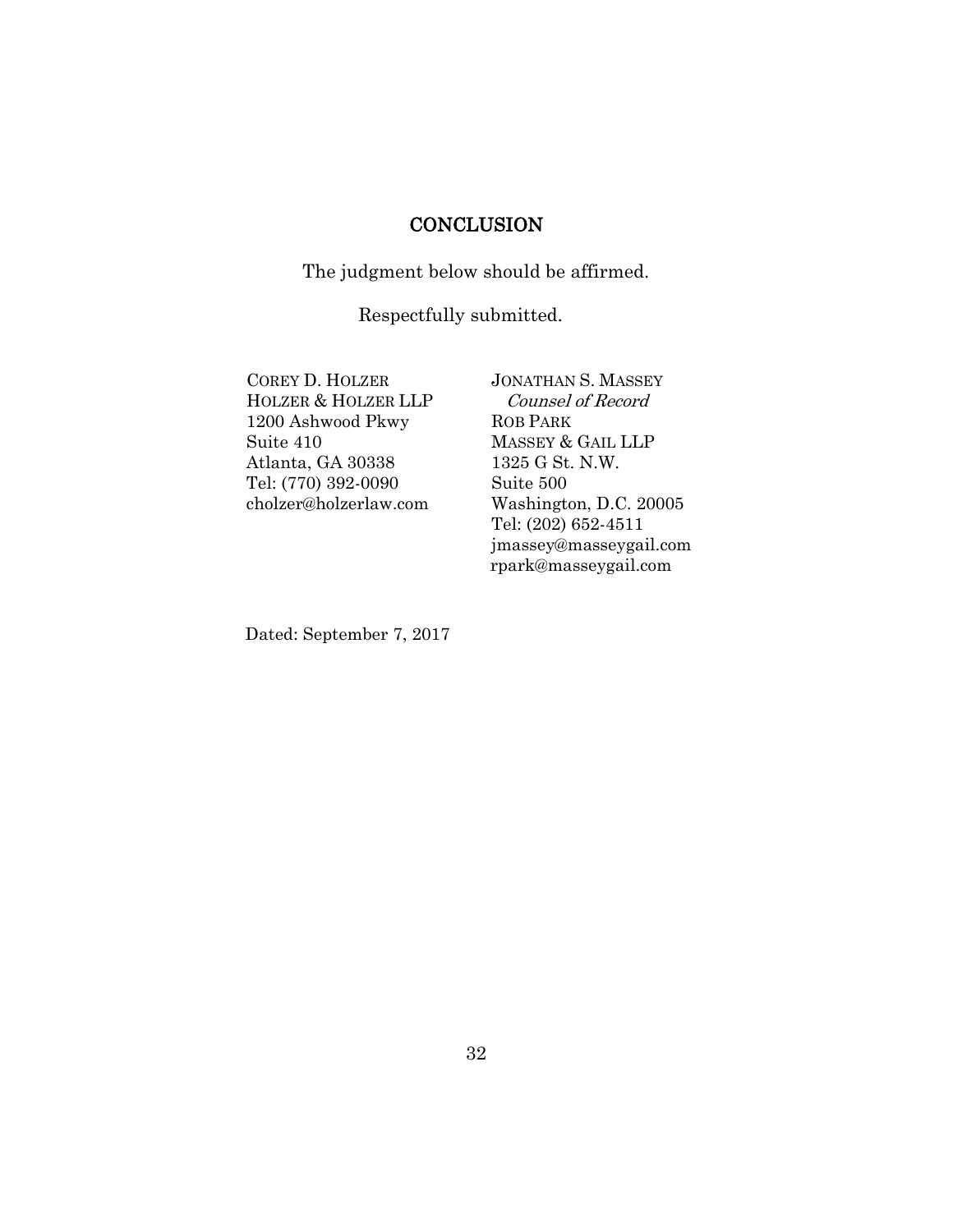## CONCLUSION

The judgment below should be affirmed.

Respectfully submitted.

COREY D. HOLZER
HOLZER & HOLZER LLP
1200 Ashwood Pkwy
Suite 410
Atlanta, GA 30338
Tel: (770) 392-0090
cholzer@holzerlaw.com

JONATHAN S. MASSEY
*Counsel of Record*
ROB PARK
MASSEY & GAIL LLP
1325 G St. N.W.
Suite 500
Washington, D.C. 20005
Tel: (202) 652-4511
jmassey@masseygail.com
rpark@masseygail.com

Dated: September 7, 2017